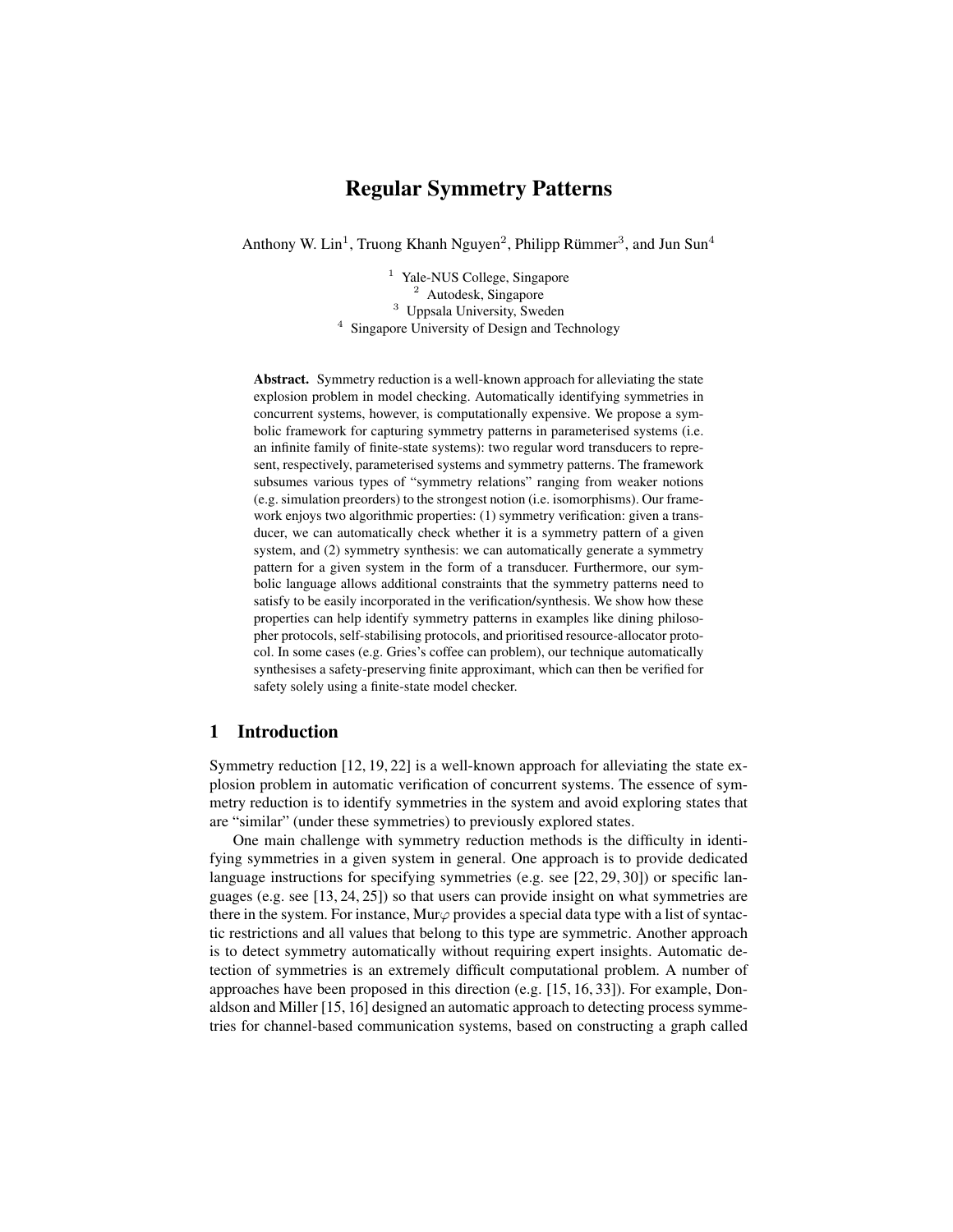# Regular Symmetry Patterns

Anthony W. Lin[1], Truong Khanh Nguyen[2], Philipp Rümmer[3], and Jun Sun[4]

[1] Yale-NUS College, Singapore
[2] Autodesk, Singapore
[3] Uppsala University, Sweden
[4] Singapore University of Design and Technology

**Abstract.** Symmetry reduction is a well-known approach for alleviating the state explosion problem in model checking. Automatically identifying symmetries in concurrent systems, however, is computationally expensive. We propose a symbolic framework for capturing symmetry patterns in parameterised systems (i.e. an infinite family of finite-state systems): two regular word transducers to represent, respectively, parameterised systems and symmetry patterns. The framework subsumes various types of "symmetry relations" ranging from weaker notions (e.g. simulation preorders) to the strongest notion (i.e. isomorphisms). Our framework enjoys two algorithmic properties: (1) symmetry verification: given a transducer, we can automatically check whether it is a symmetry pattern of a given system, and (2) symmetry synthesis: we can automatically generate a symmetry pattern for a given system in the form of a transducer. Furthermore, our symbolic language allows additional constraints that the symmetry patterns need to satisfy to be easily incorporated in the verification/synthesis. We show how these properties can help identify symmetry patterns in examples like dining philosopher protocols, self-stabilising protocols, and prioritised resource-allocator protocol. In some cases (e.g. Gries's coffee can problem), our technique automatically synthesises a safety-preserving finite approximant, which can then be verified for safety solely using a finite-state model checker.

## 1 Introduction

Symmetry reduction [12, 19, 22] is a well-known approach for alleviating the state explosion problem in automatic verification of concurrent systems. The essence of symmetry reduction is to identify symmetries in the system and avoid exploring states that are "similar" (under these symmetries) to previously explored states.

One main challenge with symmetry reduction methods is the difficulty in identifying symmetries in a given system in general. One approach is to provide dedicated language instructions for specifying symmetries (e.g. see [22, 29, 30]) or specific languages (e.g. see [13, 24, 25]) so that users can provide insight on what symmetries are there in the system. For instance, Mur$\varphi$ provides a special data type with a list of syntactic restrictions and all values that belong to this type are symmetric. Another approach is to detect symmetry automatically without requiring expert insights. Automatic detection of symmetries is an extremely difficult computational problem. A number of approaches have been proposed in this direction (e.g. [15, 16, 33]). For example, Donaldson and Miller [15, 16] designed an automatic approach to detecting process symmetries for channel-based communication systems, based on constructing a graph called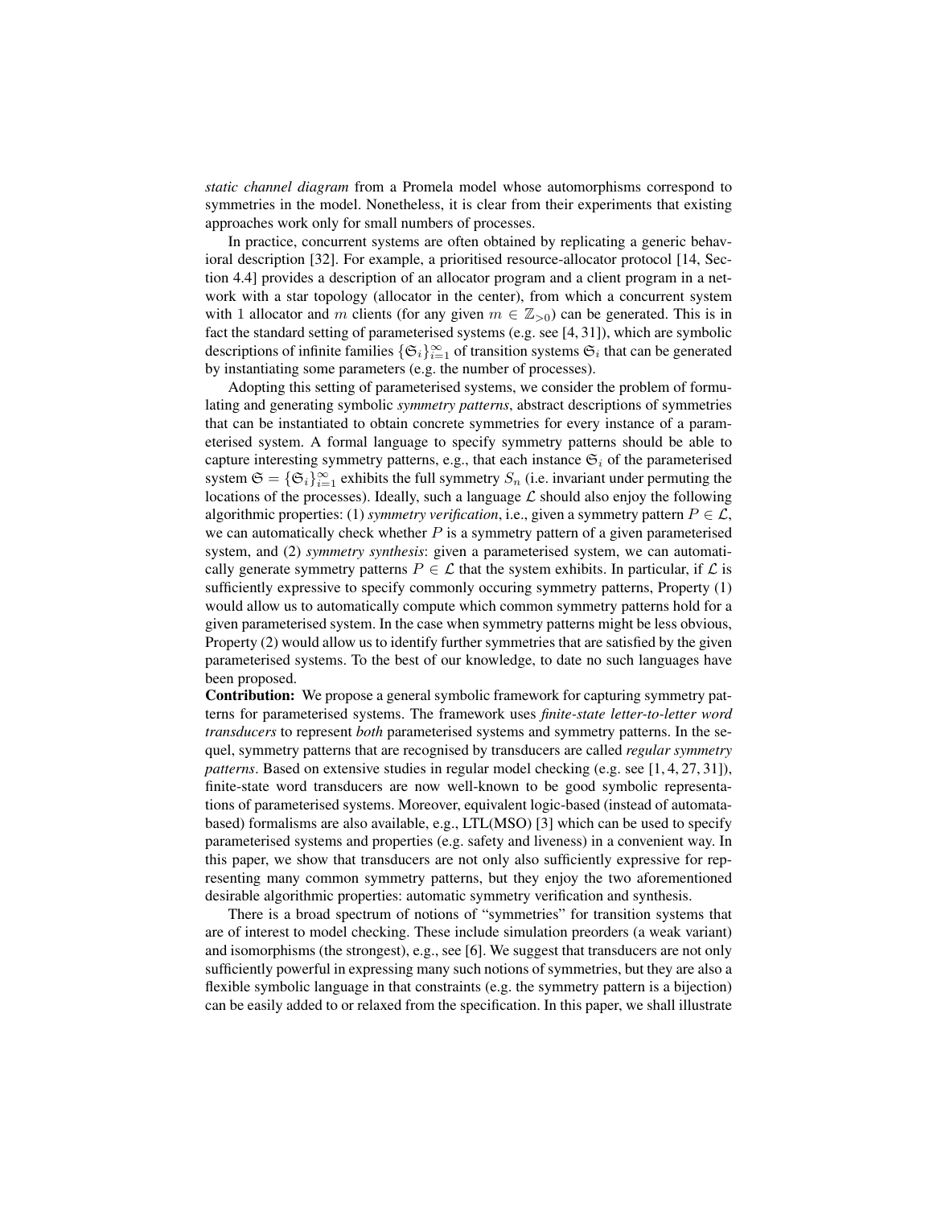*static channel diagram* from a Promela model whose automorphisms correspond to symmetries in the model. Nonetheless, it is clear from their experiments that existing approaches work only for small numbers of processes.

In practice, concurrent systems are often obtained by replicating a generic behavioral description [32]. For example, a prioritised resource-allocator protocol [14, Section 4.4] provides a description of an allocator program and a client program in a network with a star topology (allocator in the center), from which a concurrent system with 1 allocator and $m$ clients (for any given $m \in \mathbb{Z}_{>0}$) can be generated. This is in fact the standard setting of parameterised systems (e.g. see [4, 31]), which are symbolic descriptions of infinite families $\{\mathfrak{S}_i\}_{i=1}^{\infty}$ of transition systems $\mathfrak{S}_i$ that can be generated by instantiating some parameters (e.g. the number of processes).

Adopting this setting of parameterised systems, we consider the problem of formulating and generating symbolic *symmetry patterns*, abstract descriptions of symmetries that can be instantiated to obtain concrete symmetries for every instance of a parameterised system. A formal language to specify symmetry patterns should be able to capture interesting symmetry patterns, e.g., that each instance $\mathfrak{S}_i$ of the parameterised system $\mathfrak{S} = \{\mathfrak{S}_i\}_{i=1}^{\infty}$ exhibits the full symmetry $S_n$ (i.e. invariant under permuting the locations of the processes). Ideally, such a language $\mathcal{L}$ should also enjoy the following algorithmic properties: (1) *symmetry verification*, i.e., given a symmetry pattern $P \in \mathcal{L}$, we can automatically check whether $P$ is a symmetry pattern of a given parameterised system, and (2) *symmetry synthesis*: given a parameterised system, we can automatically generate symmetry patterns $P \in \mathcal{L}$ that the system exhibits. In particular, if $\mathcal{L}$ is sufficiently expressive to specify commonly occuring symmetry patterns, Property (1) would allow us to automatically compute which common symmetry patterns hold for a given parameterised system. In the case when symmetry patterns might be less obvious, Property (2) would allow us to identify further symmetries that are satisfied by the given parameterised systems. To the best of our knowledge, to date no such languages have been proposed.

**Contribution:** We propose a general symbolic framework for capturing symmetry patterns for parameterised systems. The framework uses *finite-state letter-to-letter word transducers* to represent *both* parameterised systems and symmetry patterns. In the sequel, symmetry patterns that are recognised by transducers are called *regular symmetry patterns*. Based on extensive studies in regular model checking (e.g. see [1, 4, 27, 31]), finite-state word transducers are now well-known to be good symbolic representations of parameterised systems. Moreover, equivalent logic-based (instead of automata-based) formalisms are also available, e.g., LTL(MSO) [3] which can be used to specify parameterised systems and properties (e.g. safety and liveness) in a convenient way. In this paper, we show that transducers are not only also sufficiently expressive for representing many common symmetry patterns, but they enjoy the two aforementioned desirable algorithmic properties: automatic symmetry verification and synthesis.

There is a broad spectrum of notions of "symmetries" for transition systems that are of interest to model checking. These include simulation preorders (a weak variant) and isomorphisms (the strongest), e.g., see [6]. We suggest that transducers are not only sufficiently powerful in expressing many such notions of symmetries, but they are also a flexible symbolic language in that constraints (e.g. the symmetry pattern is a bijection) can be easily added to or relaxed from the specification. In this paper, we shall illustrate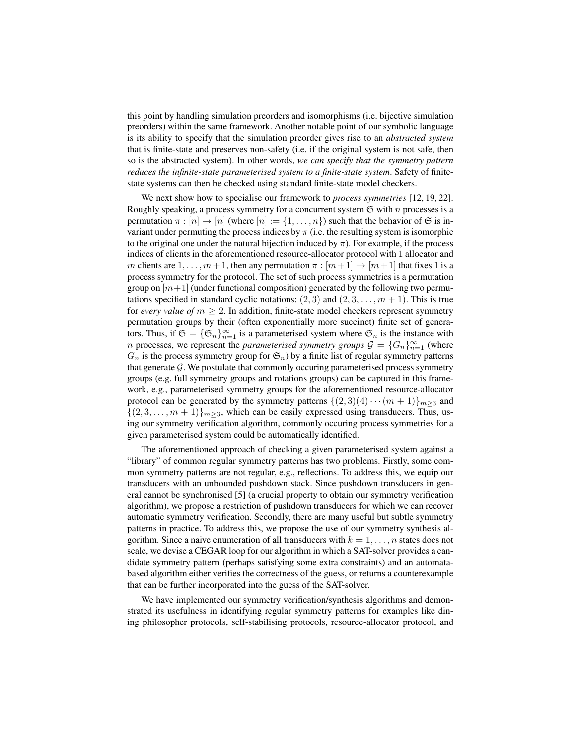this point by handling simulation preorders and isomorphisms (i.e. bijective simulation preorders) within the same framework. Another notable point of our symbolic language is its ability to specify that the simulation preorder gives rise to an *abstracted system* that is finite-state and preserves non-safety (i.e. if the original system is not safe, then so is the abstracted system). In other words, *we can specify that the symmetry pattern reduces the infinite-state parameterised system to a finite-state system*. Safety of finite-state systems can then be checked using standard finite-state model checkers.

We next show how to specialise our framework to *process symmetries* [12, 19, 22]. Roughly speaking, a process symmetry for a concurrent system $\mathfrak{S}$ with $n$ processes is a permutation $\pi : [n] \to [n]$ (where $[n] := \{1, \ldots, n\}$) such that the behavior of $\mathfrak{S}$ is invariant under permuting the process indices by $\pi$ (i.e. the resulting system is isomorphic to the original one under the natural bijection induced by $\pi$). For example, if the process indices of clients in the aforementioned resource-allocator protocol with 1 allocator and $m$ clients are $1, \ldots, m+1$, then any permutation $\pi : [m+1] \to [m+1]$ that fixes 1 is a process symmetry for the protocol. The set of such process symmetries is a permutation group on $[m+1]$ (under functional composition) generated by the following two permutations specified in standard cyclic notations: $(2, 3)$ and $(2, 3, \ldots, m+1)$. This is true for *every value of* $m \geq 2$. In addition, finite-state model checkers represent symmetry permutation groups by their (often exponentially more succinct) finite set of generators. Thus, if $\mathfrak{S} = \{\mathfrak{S}_n\}_{n=1}^{\infty}$ is a parameterised system where $\mathfrak{S}_n$ is the instance with $n$ processes, we represent the *parameterised symmetry groups* $\mathcal{G} = \{G_n\}_{n=1}^{\infty}$ (where $G_n$ is the process symmetry group for $\mathfrak{S}_n$) by a finite list of regular symmetry patterns that generate $\mathcal{G}$. We postulate that commonly occuring parameterised process symmetry groups (e.g. full symmetry groups and rotations groups) can be captured in this framework, e.g., parameterised symmetry groups for the aforementioned resource-allocator protocol can be generated by the symmetry patterns $\{(2, 3)(4) \cdots (m+1)\}_{m \geq 3}$ and $\{(2, 3, \ldots, m+1)\}_{m \geq 3}$, which can be easily expressed using transducers. Thus, using our symmetry verification algorithm, commonly occuring process symmetries for a given parameterised system could be automatically identified.

The aforementioned approach of checking a given parameterised system against a "library" of common regular symmetry patterns has two problems. Firstly, some common symmetry patterns are not regular, e.g., reflections. To address this, we equip our transducers with an unbounded pushdown stack. Since pushdown transducers in general cannot be synchronised [5] (a crucial property to obtain our symmetry verification algorithm), we propose a restriction of pushdown transducers for which we can recover automatic symmetry verification. Secondly, there are many useful but subtle symmetry patterns in practice. To address this, we propose the use of our symmetry synthesis algorithm. Since a naive enumeration of all transducers with $k = 1, \ldots, n$ states does not scale, we devise a CEGAR loop for our algorithm in which a SAT-solver provides a candidate symmetry pattern (perhaps satisfying some extra constraints) and an automata-based algorithm either verifies the correctness of the guess, or returns a counterexample that can be further incorporated into the guess of the SAT-solver.

We have implemented our symmetry verification/synthesis algorithms and demonstrated its usefulness in identifying regular symmetry patterns for examples like dining philosopher protocols, self-stabilising protocols, resource-allocator protocol, and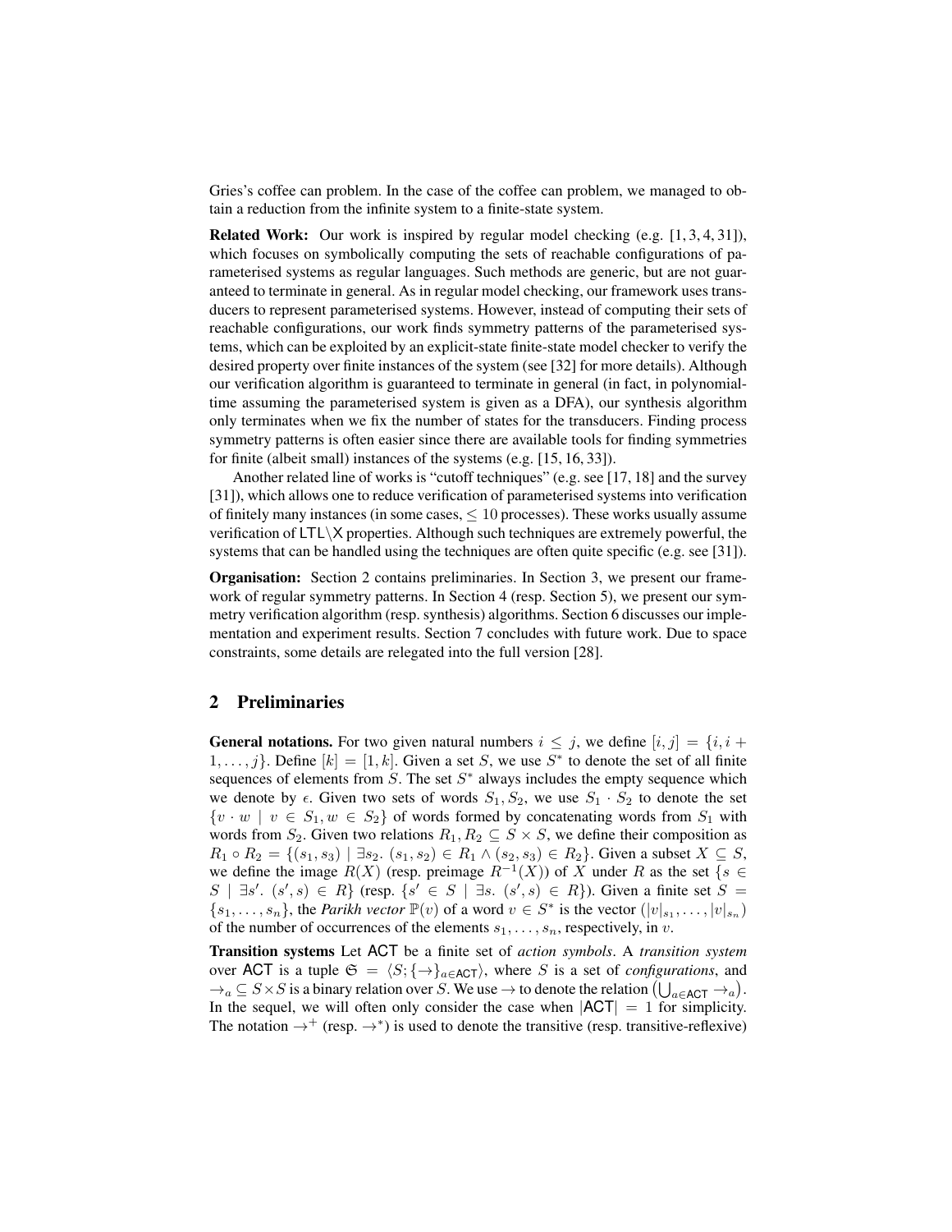Gries's coffee can problem. In the case of the coffee can problem, we managed to obtain a reduction from the infinite system to a finite-state system.

**Related Work:** Our work is inspired by regular model checking (e.g. [1, 3, 4, 31]), which focuses on symbolically computing the sets of reachable configurations of parameterised systems as regular languages. Such methods are generic, but are not guaranteed to terminate in general. As in regular model checking, our framework uses transducers to represent parameterised systems. However, instead of computing their sets of reachable configurations, our work finds symmetry patterns of the parameterised systems, which can be exploited by an explicit-state finite-state model checker to verify the desired property over finite instances of the system (see [32] for more details). Although our verification algorithm is guaranteed to terminate in general (in fact, in polynomial-time assuming the parameterised system is given as a DFA), our synthesis algorithm only terminates when we fix the number of states for the transducers. Finding process symmetry patterns is often easier since there are available tools for finding symmetries for finite (albeit small) instances of the systems (e.g. [15, 16, 33]).

Another related line of works is "cutoff techniques" (e.g. see [17, 18] and the survey [31]), which allows one to reduce verification of parameterised systems into verification of finitely many instances (in some cases, $\leq 10$ processes). These works usually assume verification of $\mathsf{LTL}\backslash\mathsf{X}$ properties. Although such techniques are extremely powerful, the systems that can be handled using the techniques are often quite specific (e.g. see [31]).

**Organisation:** Section 2 contains preliminaries. In Section 3, we present our framework of regular symmetry patterns. In Section 4 (resp. Section 5), we present our symmetry verification algorithm (resp. synthesis) algorithms. Section 6 discusses our implementation and experiment results. Section 7 concludes with future work. Due to space constraints, some details are relegated into the full version [28].

## 2 Preliminaries

**General notations.** For two given natural numbers $i \leq j$, we define $[i, j] = \{i, i + 1, \ldots, j\}$. Define $[k] = [1, k]$. Given a set $S$, we use $S^*$ to denote the set of all finite sequences of elements from $S$. The set $S^*$ always includes the empty sequence which we denote by $\epsilon$. Given two sets of words $S_1, S_2$, we use $S_1 \cdot S_2$ to denote the set $\{v \cdot w \mid v \in S_1, w \in S_2\}$ of words formed by concatenating words from $S_1$ with words from $S_2$. Given two relations $R_1, R_2 \subseteq S \times S$, we define their composition as $R_1 \circ R_2 = \{(s_1, s_3) \mid \exists s_2.\ (s_1, s_2) \in R_1 \wedge (s_2, s_3) \in R_2\}$. Given a subset $X \subseteq S$, we define the image $R(X)$ (resp. preimage $R^{-1}(X)$) of $X$ under $R$ as the set $\{s \in S \mid \exists s'.\ (s', s) \in R\}$ (resp. $\{s' \in S \mid \exists s.\ (s', s) \in R\}$). Given a finite set $S = \{s_1, \ldots, s_n\}$, the *Parikh vector* $\mathbb{P}(v)$ of a word $v \in S^*$ is the vector $(|v|_{s_1}, \ldots, |v|_{s_n})$ of the number of occurrences of the elements $s_1, \ldots, s_n$, respectively, in $v$.

**Transition systems** Let $\mathsf{ACT}$ be a finite set of *action symbols*. A *transition system* over $\mathsf{ACT}$ is a tuple $\mathfrak{S} = \langle S; \{\rightarrow\}_{a \in \mathsf{ACT}} \rangle$, where $S$ is a set of *configurations*, and $\rightarrow_a \subseteq S \times S$ is a binary relation over $S$. We use $\rightarrow$ to denote the relation $\left(\bigcup_{a \in \mathsf{ACT}} \rightarrow_a\right)$. In the sequel, we will often only consider the case when $|\mathsf{ACT}| = 1$ for simplicity. The notation $\rightarrow^+$ (resp. $\rightarrow^*$) is used to denote the transitive (resp. transitive-reflexive)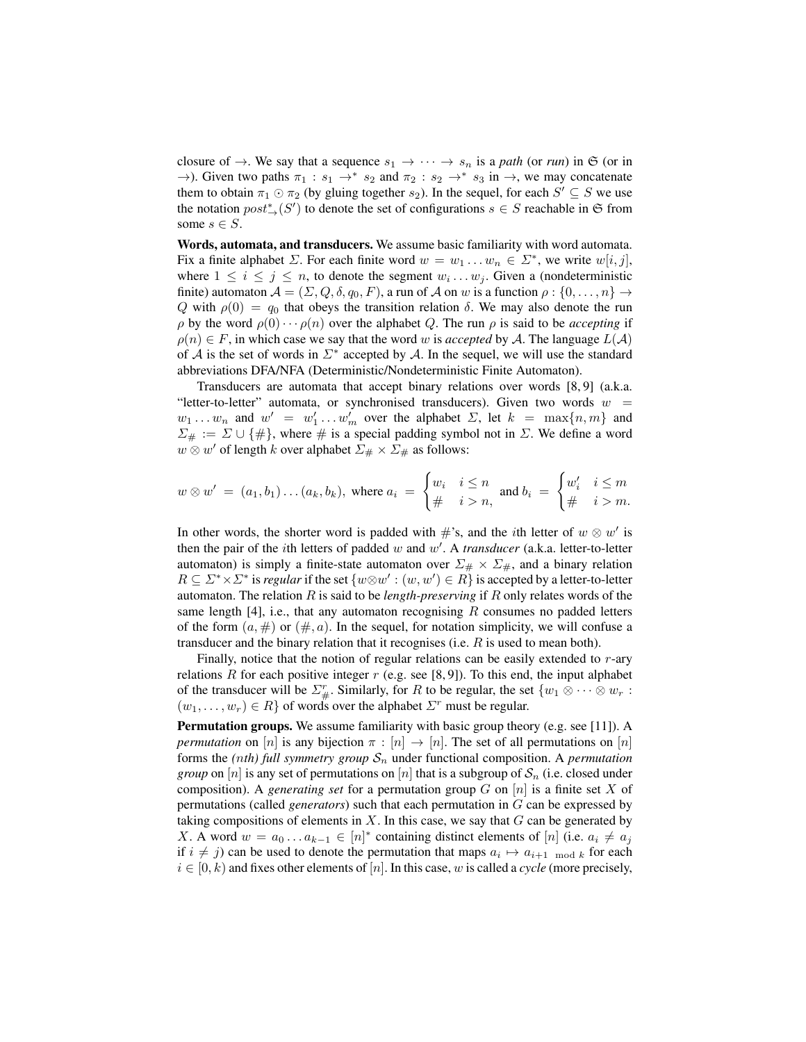closure of $\to$. We say that a sequence $s_1 \to \cdots \to s_n$ is a *path* (or *run*) in $\mathfrak{S}$ (or in $\to$). Given two paths $\pi_1 : s_1 \to^* s_2$ and $\pi_2 : s_2 \to^* s_3$ in $\to$, we may concatenate them to obtain $\pi_1 \odot \pi_2$ (by gluing together $s_2$). In the sequel, for each $S' \subseteq S$ we use the notation $post^*_{\to}(S')$ to denote the set of configurations $s \in S$ reachable in $\mathfrak{S}$ from some $s \in S$.

**Words, automata, and transducers.** We assume basic familiarity with word automata. Fix a finite alphabet $\Sigma$. For each finite word $w = w_1 \ldots w_n \in \Sigma^*$, we write $w[i,j]$, where $1 \leq i \leq j \leq n$, to denote the segment $w_i \ldots w_j$. Given a (nondeterministic finite) automaton $\mathcal{A} = (\Sigma, Q, \delta, q_0, F)$, a run of $\mathcal{A}$ on $w$ is a function $\rho : \{0, \ldots, n\} \to Q$ with $\rho(0) = q_0$ that obeys the transition relation $\delta$. We may also denote the run $\rho$ by the word $\rho(0) \cdots \rho(n)$ over the alphabet $Q$. The run $\rho$ is said to be *accepting* if $\rho(n) \in F$, in which case we say that the word $w$ is *accepted* by $\mathcal{A}$. The language $L(\mathcal{A})$ of $\mathcal{A}$ is the set of words in $\Sigma^*$ accepted by $\mathcal{A}$. In the sequel, we will use the standard abbreviations DFA/NFA (Deterministic/Nondeterministic Finite Automaton).

Transducers are automata that accept binary relations over words [8, 9] (a.k.a. "letter-to-letter" automata, or synchronised transducers). Given two words $w = w_1 \ldots w_n$ and $w' = w'_1 \ldots w'_m$ over the alphabet $\Sigma$, let $k = \max\{n, m\}$ and $\Sigma_\# := \Sigma \cup \{\#\}$, where $\#$ is a special padding symbol not in $\Sigma$. We define a word $w \otimes w'$ of length $k$ over alphabet $\Sigma_\# \times \Sigma_\#$ as follows:

$$w \otimes w' \ = \ (a_1, b_1) \ldots (a_k, b_k), \text{ where } a_i \ = \ \begin{cases} w_i & i \leq n \\ \# & i > n, \end{cases} \text{ and } b_i \ = \ \begin{cases} w'_i & i \leq m \\ \# & i > m. \end{cases}$$

In other words, the shorter word is padded with $\#$'s, and the $i$th letter of $w \otimes w'$ is then the pair of the $i$th letters of padded $w$ and $w'$. A *transducer* (a.k.a. letter-to-letter automaton) is simply a finite-state automaton over $\Sigma_\# \times \Sigma_\#$, and a binary relation $R \subseteq \Sigma^* \times \Sigma^*$ is *regular* if the set $\{w \otimes w' : (w, w') \in R\}$ is accepted by a letter-to-letter automaton. The relation $R$ is said to be *length-preserving* if $R$ only relates words of the same length [4], i.e., that any automaton recognising $R$ consumes no padded letters of the form $(a, \#)$ or $(\#, a)$. In the sequel, for notation simplicity, we will confuse a transducer and the binary relation that it recognises (i.e. $R$ is used to mean both).

Finally, notice that the notion of regular relations can be easily extended to $r$-ary relations $R$ for each positive integer $r$ (e.g. see [8, 9]). To this end, the input alphabet of the transducer will be $\Sigma^r_\#$. Similarly, for $R$ to be regular, the set $\{w_1 \otimes \cdots \otimes w_r : (w_1, \ldots, w_r) \in R\}$ of words over the alphabet $\Sigma^r$ must be regular.

**Permutation groups.** We assume familiarity with basic group theory (e.g. see [11]). A *permutation* on $[n]$ is any bijection $\pi : [n] \to [n]$. The set of all permutations on $[n]$ forms the *(nth) full symmetry group* $\mathcal{S}_n$ under functional composition. A *permutation group* on $[n]$ is any set of permutations on $[n]$ that is a subgroup of $\mathcal{S}_n$ (i.e. closed under composition). A *generating set* for a permutation group $G$ on $[n]$ is a finite set $X$ of permutations (called *generators*) such that each permutation in $G$ can be expressed by taking compositions of elements in $X$. In this case, we say that $G$ can be generated by $X$. A word $w = a_0 \ldots a_{k-1} \in [n]^*$ containing distinct elements of $[n]$ (i.e. $a_i \neq a_j$ if $i \neq j$) can be used to denote the permutation that maps $a_i \mapsto a_{i+1 \mod k}$ for each $i \in [0, k)$ and fixes other elements of $[n]$. In this case, $w$ is called a *cycle* (more precisely,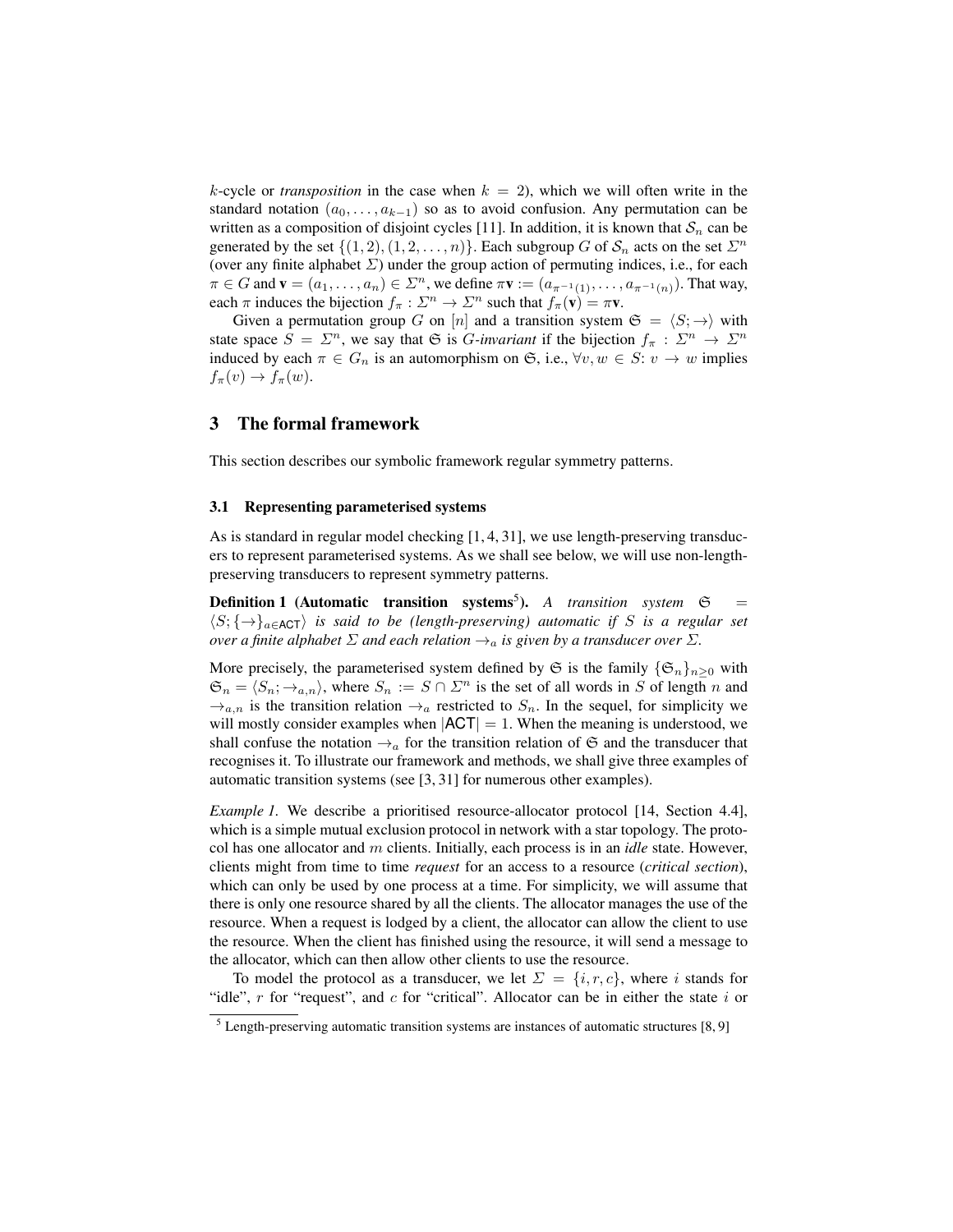$k$-cycle or *transposition* in the case when $k = 2$), which we will often write in the standard notation $(a_0, \ldots, a_{k-1})$ so as to avoid confusion. Any permutation can be written as a composition of disjoint cycles [11]. In addition, it is known that $\mathcal{S}_n$ can be generated by the set $\{(1, 2), (1, 2, \ldots, n)\}$. Each subgroup $G$ of $\mathcal{S}_n$ acts on the set $\Sigma^n$ (over any finite alphabet $\Sigma$) under the group action of permuting indices, i.e., for each $\pi \in G$ and $\mathbf{v} = (a_1, \ldots, a_n) \in \Sigma^n$, we define $\pi\mathbf{v} := (a_{\pi^{-1}(1)}, \ldots, a_{\pi^{-1}(n)})$. That way, each $\pi$ induces the bijection $f_\pi : \Sigma^n \to \Sigma^n$ such that $f_\pi(\mathbf{v}) = \pi\mathbf{v}$.

Given a permutation group $G$ on $[n]$ and a transition system $\mathfrak{S} = \langle S; \to \rangle$ with state space $S = \Sigma^n$, we say that $\mathfrak{S}$ is *$G$-invariant* if the bijection $f_\pi : \Sigma^n \to \Sigma^n$ induced by each $\pi \in G_n$ is an automorphism on $\mathfrak{S}$, i.e., $\forall v, w \in S$: $v \to w$ implies $f_\pi(v) \to f_\pi(w)$.

## 3 The formal framework

This section describes our symbolic framework regular symmetry patterns.

### 3.1 Representing parameterised systems

As is standard in regular model checking [1, 4, 31], we use length-preserving transducers to represent parameterised systems. As we shall see below, we will use non-length-preserving transducers to represent symmetry patterns.

**Definition 1 (Automatic transition systems[5]).** *A transition system $\mathfrak{S} = \langle S; \{\to\}_{a \in \mathsf{ACT}} \rangle$ is said to be (length-preserving) automatic if $S$ is a regular set over a finite alphabet $\Sigma$ and each relation $\to_a$ is given by a transducer over $\Sigma$.*

More precisely, the parameterised system defined by $\mathfrak{S}$ is the family $\{\mathfrak{S}_n\}_{n \geq 0}$ with $\mathfrak{S}_n = \langle S_n; \to_{a,n} \rangle$, where $S_n := S \cap \Sigma^n$ is the set of all words in $S$ of length $n$ and $\to_{a,n}$ is the transition relation $\to_a$ restricted to $S_n$. In the sequel, for simplicity we will mostly consider examples when $|\mathsf{ACT}| = 1$. When the meaning is understood, we shall confuse the notation $\to_a$ for the transition relation of $\mathfrak{S}$ and the transducer that recognises it. To illustrate our framework and methods, we shall give three examples of automatic transition systems (see [3, 31] for numerous other examples).

*Example 1.* We describe a prioritised resource-allocator protocol [14, Section 4.4], which is a simple mutual exclusion protocol in network with a star topology. The protocol has one allocator and $m$ clients. Initially, each process is in an *idle* state. However, clients might from time to time *request* for an access to a resource (*critical section*), which can only be used by one process at a time. For simplicity, we will assume that there is only one resource shared by all the clients. The allocator manages the use of the resource. When a request is lodged by a client, the allocator can allow the client to use the resource. When the client has finished using the resource, it will send a message to the allocator, which can then allow other clients to use the resource.

To model the protocol as a transducer, we let $\Sigma = \{i, r, c\}$, where $i$ stands for "idle", $r$ for "request", and $c$ for "critical". Allocator can be in either the state $i$ or

[5] Length-preserving automatic transition systems are instances of automatic structures [8, 9]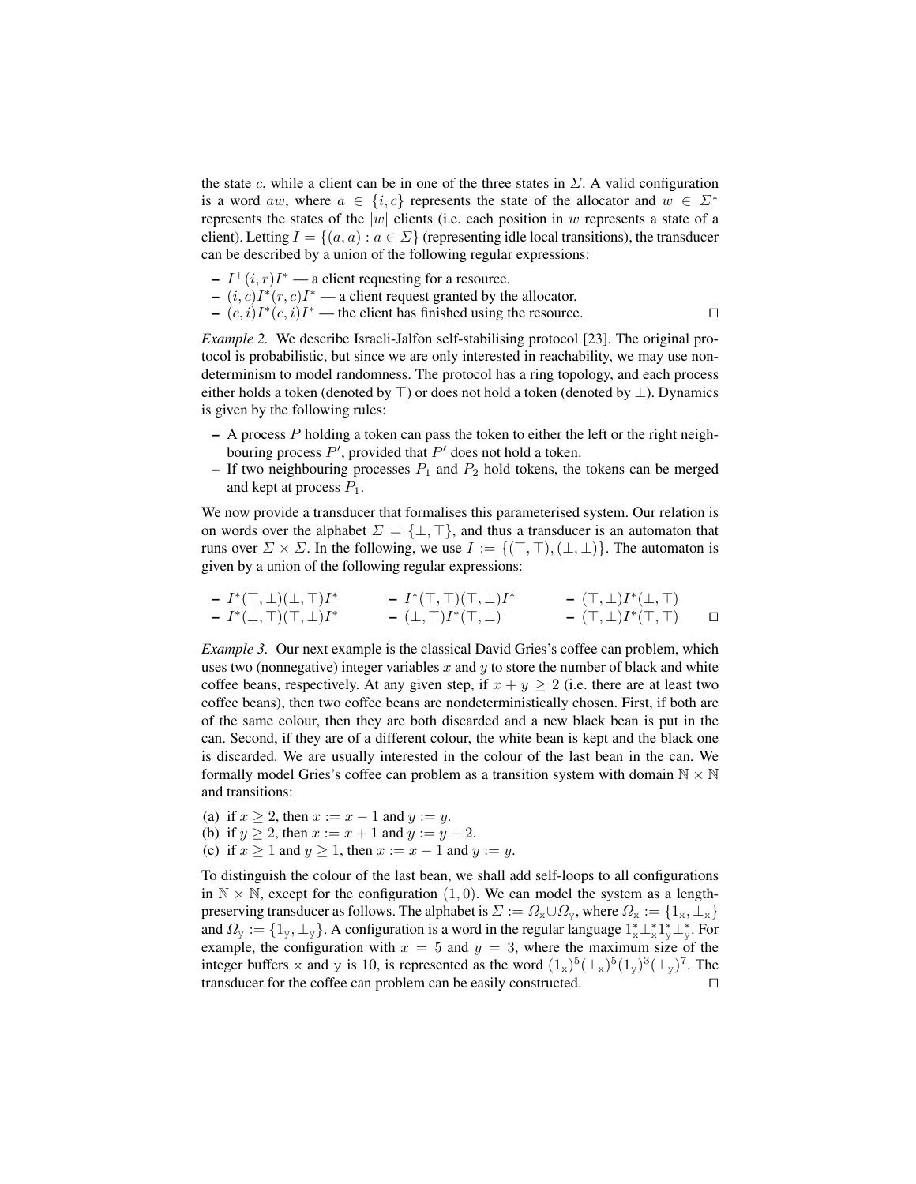the state $c$, while a client can be in one of the three states in $\Sigma$. A valid configuration is a word $aw$, where $a \in \{i, c\}$ represents the state of the allocator and $w \in \Sigma^*$ represents the states of the $|w|$ clients (i.e. each position in $w$ represents a state of a client). Letting $I = \{(a, a) : a \in \Sigma\}$ (representing idle local transitions), the transducer can be described by a union of the following regular expressions:

- $I^+(i, r)I^*$ — a client requesting for a resource.
- $(i, c)I^*(r, c)I^*$ — a client request granted by the allocator.
- $(c, i)I^*(c, i)I^*$ — the client has finished using the resource. □

*Example 2.* We describe Israeli-Jalfon self-stabilising protocol [23]. The original protocol is probabilistic, but since we are only interested in reachability, we may use nondeterminism to model randomness. The protocol has a ring topology, and each process either holds a token (denoted by $\top$) or does not hold a token (denoted by $\bot$). Dynamics is given by the following rules:

- A process $P$ holding a token can pass the token to either the left or the right neighbouring process $P'$, provided that $P'$ does not hold a token.
- If two neighbouring processes $P_1$ and $P_2$ hold tokens, the tokens can be merged and kept at process $P_1$.

We now provide a transducer that formalises this parameterised system. Our relation is on words over the alphabet $\Sigma = \{\bot, \top\}$, and thus a transducer is an automaton that runs over $\Sigma \times \Sigma$. In the following, we use $I := \{(\top, \top), (\bot, \bot)\}$. The automaton is given by a union of the following regular expressions:

- $I^*(\top, \bot)(\bot, \top)I^*$
- $I^*(\top, \top)(\top, \bot)I^*$
- $(\top, \bot)I^*(\bot, \top)$
- $I^*(\bot, \top)(\top, \bot)I^*$
- $(\bot, \top)I^*(\top, \bot)$
- $(\top, \bot)I^*(\top, \top)$ □

*Example 3.* Our next example is the classical David Gries's coffee can problem, which uses two (nonnegative) integer variables $x$ and $y$ to store the number of black and white coffee beans, respectively. At any given step, if $x + y \geq 2$ (i.e. there are at least two coffee beans), then two coffee beans are nondeterministically chosen. First, if both are of the same colour, then they are both discarded and a new black bean is put in the can. Second, if they are of a different colour, the white bean is kept and the black one is discarded. We are usually interested in the colour of the last bean in the can. We formally model Gries's coffee can problem as a transition system with domain $\mathbb{N} \times \mathbb{N}$ and transitions:

(a) if $x \geq 2$, then $x := x - 1$ and $y := y$.
(b) if $y \geq 2$, then $x := x + 1$ and $y := y - 2$.
(c) if $x \geq 1$ and $y \geq 1$, then $x := x - 1$ and $y := y$.

To distinguish the colour of the last bean, we shall add self-loops to all configurations in $\mathbb{N} \times \mathbb{N}$, except for the configuration $(1, 0)$. We can model the system as a length-preserving transducer as follows. The alphabet is $\Sigma := \Omega_{\mathtt{x}} \cup \Omega_{\mathtt{y}}$, where $\Omega_{\mathtt{x}} := \{1_{\mathtt{x}}, \bot_{\mathtt{x}}\}$ and $\Omega_{\mathtt{y}} := \{1_{\mathtt{y}}, \bot_{\mathtt{y}}\}$. A configuration is a word in the regular language $1_{\mathtt{x}}^* \bot_{\mathtt{x}}^* 1_{\mathtt{y}}^* \bot_{\mathtt{y}}^*$. For example, the configuration with $x = 5$ and $y = 3$, where the maximum size of the integer buffers $\mathtt{x}$ and $\mathtt{y}$ is 10, is represented as the word $(1_{\mathtt{x}})^5(\bot_{\mathtt{x}})^5(1_{\mathtt{y}})^3(\bot_{\mathtt{y}})^7$. The transducer for the coffee can problem can be easily constructed. □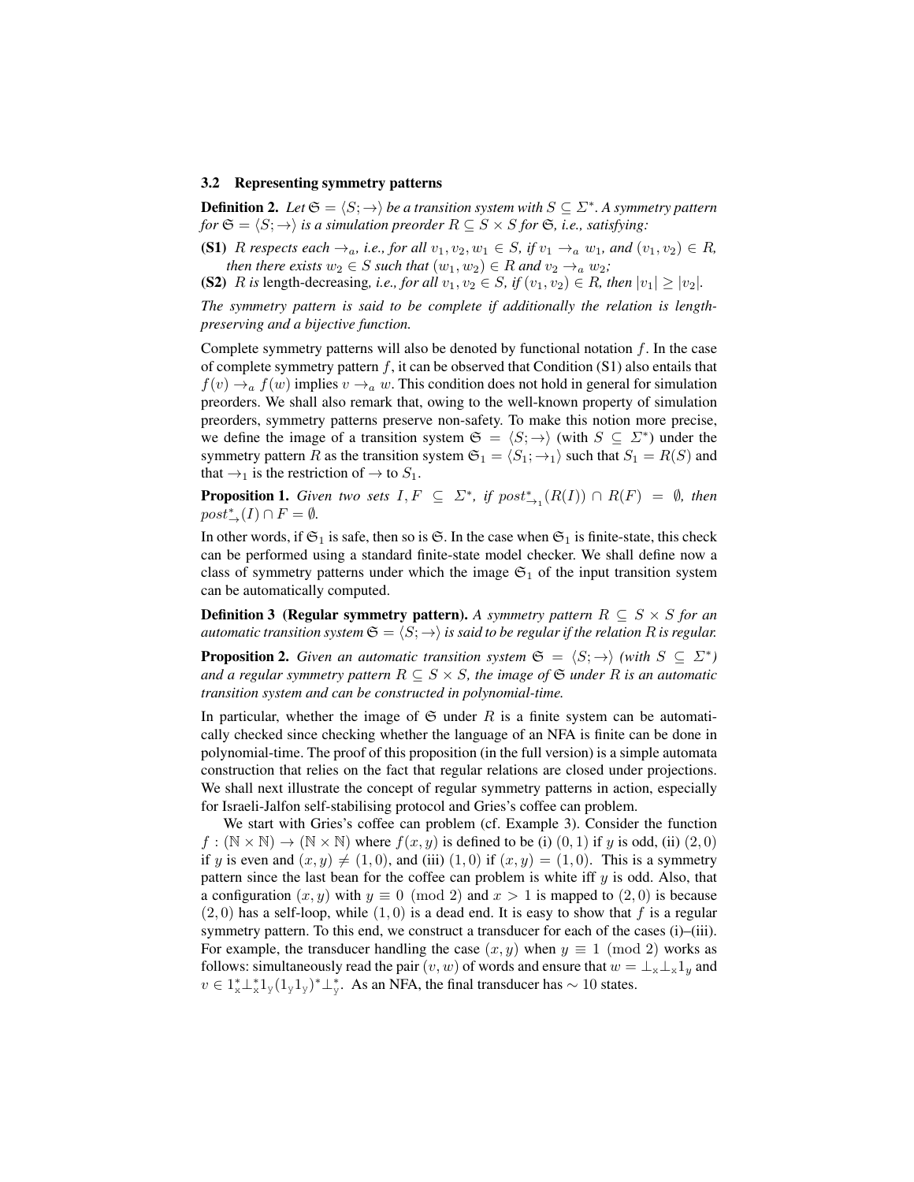### 3.2 Representing symmetry patterns

**Definition 2.** *Let $\mathfrak{S} = \langle S; \to \rangle$ be a transition system with $S \subseteq \Sigma^*$. A symmetry pattern for $\mathfrak{S} = \langle S; \to \rangle$ is a simulation preorder $R \subseteq S \times S$ for $\mathfrak{S}$, i.e., satisfying:*

**(S1)** *$R$ respects each $\to_a$, i.e., for all $v_1, v_2, w_1 \in S$, if $v_1 \to_a w_1$, and $(v_1, v_2) \in R$, then there exists $w_2 \in S$ such that $(w_1, w_2) \in R$ and $v_2 \to_a w_2$;*

**(S2)** *$R$ is* length-decreasing*, i.e., for all $v_1, v_2 \in S$, if $(v_1, v_2) \in R$, then $|v_1| \geq |v_2|$.*

*The symmetry pattern is said to be complete if additionally the relation is length-preserving and a bijective function.*

Complete symmetry patterns will also be denoted by functional notation $f$. In the case of complete symmetry pattern $f$, it can be observed that Condition (S1) also entails that $f(v) \to_a f(w)$ implies $v \to_a w$. This condition does not hold in general for simulation preorders. We shall also remark that, owing to the well-known property of simulation preorders, symmetry patterns preserve non-safety. To make this notion more precise, we define the image of a transition system $\mathfrak{S} = \langle S; \to \rangle$ (with $S \subseteq \Sigma^*$) under the symmetry pattern $R$ as the transition system $\mathfrak{S}_1 = \langle S_1; \to_1 \rangle$ such that $S_1 = R(S)$ and that $\to_1$ is the restriction of $\to$ to $S_1$.

**Proposition 1.** *Given two sets $I, F \subseteq \Sigma^*$, if $post^*_{\to_1}(R(I)) \cap R(F) = \emptyset$, then $post^*_{\to}(I) \cap F = \emptyset$.*

In other words, if $\mathfrak{S}_1$ is safe, then so is $\mathfrak{S}$. In the case when $\mathfrak{S}_1$ is finite-state, this check can be performed using a standard finite-state model checker. We shall define now a class of symmetry patterns under which the image $\mathfrak{S}_1$ of the input transition system can be automatically computed.

**Definition 3 (Regular symmetry pattern).** *A symmetry pattern $R \subseteq S \times S$ for an automatic transition system $\mathfrak{S} = \langle S; \to \rangle$ is said to be regular if the relation $R$ is regular.*

**Proposition 2.** *Given an automatic transition system $\mathfrak{S} = \langle S; \to \rangle$ (with $S \subseteq \Sigma^*$) and a regular symmetry pattern $R \subseteq S \times S$, the image of $\mathfrak{S}$ under $R$ is an automatic transition system and can be constructed in polynomial-time.*

In particular, whether the image of $\mathfrak{S}$ under $R$ is a finite system can be automatically checked since checking whether the language of an NFA is finite can be done in polynomial-time. The proof of this proposition (in the full version) is a simple automata construction that relies on the fact that regular relations are closed under projections. We shall next illustrate the concept of regular symmetry patterns in action, especially for Israeli-Jalfon self-stabilising protocol and Gries's coffee can problem.

We start with Gries's coffee can problem (cf. Example 3). Consider the function $f : (\mathbb{N} \times \mathbb{N}) \to (\mathbb{N} \times \mathbb{N})$ where $f(x, y)$ is defined to be (i) $(0, 1)$ if $y$ is odd, (ii) $(2, 0)$ if $y$ is even and $(x, y) \neq (1, 0)$, and (iii) $(1, 0)$ if $(x, y) = (1, 0)$. This is a symmetry pattern since the last bean for the coffee can problem is white iff $y$ is odd. Also, that a configuration $(x, y)$ with $y \equiv 0 \pmod 2$ and $x > 1$ is mapped to $(2, 0)$ is because $(2, 0)$ has a self-loop, while $(1, 0)$ is a dead end. It is easy to show that $f$ is a regular symmetry pattern. To this end, we construct a transducer for each of the cases (i)–(iii). For example, the transducer handling the case $(x, y)$ when $y \equiv 1 \pmod 2$ works as follows: simultaneously read the pair $(v, w)$ of words and ensure that $w = \bot_{\mathrm{x}} \bot_{\mathrm{x}} 1_y$ and $v \in 1_{\mathrm{x}}^* \bot_{\mathrm{x}}^* 1_{\mathrm{y}} (1_{\mathrm{y}} 1_{\mathrm{y}})^* \bot_{\mathrm{y}}^*$. As an NFA, the final transducer has $\sim 10$ states.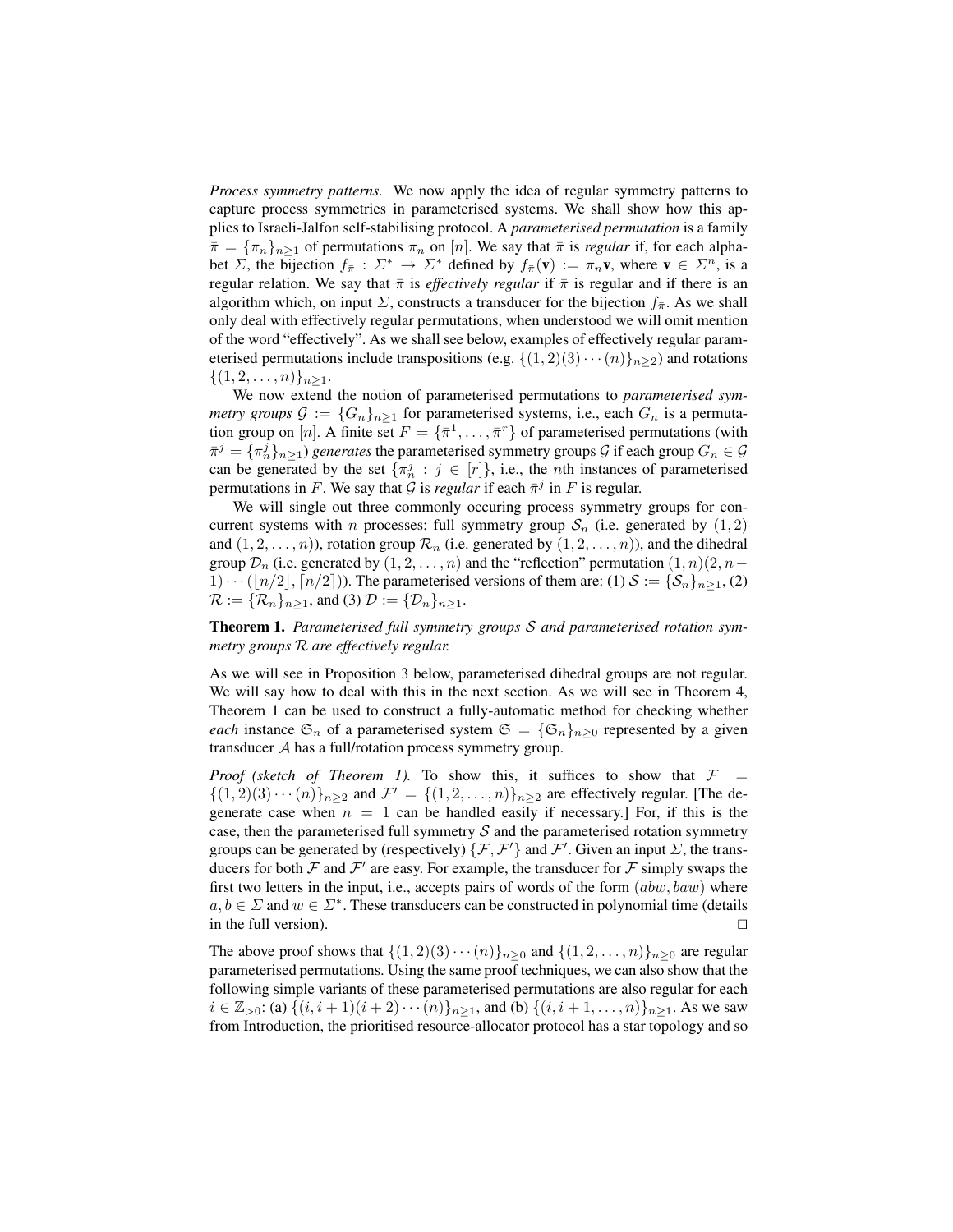*Process symmetry patterns.* We now apply the idea of regular symmetry patterns to capture process symmetries in parameterised systems. We shall show how this applies to Israeli-Jalfon self-stabilising protocol. A *parameterised permutation* is a family $\bar{\pi} = \{\pi_n\}_{n\geq 1}$ of permutations $\pi_n$ on $[n]$. We say that $\bar{\pi}$ is *regular* if, for each alphabet $\Sigma$, the bijection $f_{\bar{\pi}} : \Sigma^* \to \Sigma^*$ defined by $f_{\bar{\pi}}(\mathbf{v}) := \pi_n \mathbf{v}$, where $\mathbf{v} \in \Sigma^n$, is a regular relation. We say that $\bar{\pi}$ is *effectively regular* if $\bar{\pi}$ is regular and if there is an algorithm which, on input $\Sigma$, constructs a transducer for the bijection $f_{\bar{\pi}}$. As we shall only deal with effectively regular permutations, when understood we will omit mention of the word "effectively". As we shall see below, examples of effectively regular parameterised permutations include transpositions (e.g. $\{(1,2)(3)\cdots(n)\}_{n\geq 2}$) and rotations $\{(1,2,\ldots,n)\}_{n\geq 1}$.

We now extend the notion of parameterised permutations to *parameterised symmetry groups* $\mathcal{G} := \{G_n\}_{n\geq 1}$ for parameterised systems, i.e., each $G_n$ is a permutation group on $[n]$. A finite set $F = \{\bar{\pi}^1, \ldots, \bar{\pi}^r\}$ of parameterised permutations (with $\bar{\pi}^j = \{\pi_n^j\}_{n\geq 1}$) *generates* the parameterised symmetry groups $\mathcal{G}$ if each group $G_n \in \mathcal{G}$ can be generated by the set $\{\pi_n^j : j \in [r]\}$, i.e., the $n$th instances of parameterised permutations in $F$. We say that $\mathcal{G}$ is *regular* if each $\bar{\pi}^j$ in $F$ is regular.

We will single out three commonly occuring process symmetry groups for concurrent systems with $n$ processes: full symmetry group $\mathcal{S}_n$ (i.e. generated by $(1,2)$ and $(1,2,\ldots,n)$), rotation group $\mathcal{R}_n$ (i.e. generated by $(1,2,\ldots,n)$), and the dihedral group $\mathcal{D}_n$ (i.e. generated by $(1,2,\ldots,n)$ and the "reflection" permutation $(1,n)(2,n-1)\cdots(\lfloor n/2\rfloor, \lceil n/2\rceil)$). The parameterised versions of them are: (1) $\mathcal{S} := \{\mathcal{S}_n\}_{n\geq 1}$, (2) $\mathcal{R} := \{\mathcal{R}_n\}_{n\geq 1}$, and (3) $\mathcal{D} := \{\mathcal{D}_n\}_{n\geq 1}$.

**Theorem 1.** *Parameterised full symmetry groups $\mathcal{S}$ and parameterised rotation symmetry groups $\mathcal{R}$ are effectively regular.*

As we will see in Proposition 3 below, parameterised dihedral groups are not regular. We will say how to deal with this in the next section. As we will see in Theorem 4, Theorem 1 can be used to construct a fully-automatic method for checking whether *each* instance $\mathfrak{S}_n$ of a parameterised system $\mathfrak{S} = \{\mathfrak{S}_n\}_{n\geq 0}$ represented by a given transducer $\mathcal{A}$ has a full/rotation process symmetry group.

*Proof (sketch of Theorem 1).* To show this, it suffices to show that $\mathcal{F} = \{(1,2)(3)\cdots(n)\}_{n\geq 2}$ and $\mathcal{F}' = \{(1,2,\ldots,n)\}_{n\geq 2}$ are effectively regular. [The degenerate case when $n = 1$ can be handled easily if necessary.] For, if this is the case, then the parameterised full symmetry $\mathcal{S}$ and the parameterised rotation symmetry groups can be generated by (respectively) $\{\mathcal{F}, \mathcal{F}'\}$ and $\mathcal{F}'$. Given an input $\Sigma$, the transducers for both $\mathcal{F}$ and $\mathcal{F}'$ are easy. For example, the transducer for $\mathcal{F}$ simply swaps the first two letters in the input, i.e., accepts pairs of words of the form $(abw, baw)$ where $a, b \in \Sigma$ and $w \in \Sigma^*$. These transducers can be constructed in polynomial time (details in the full version). $\square$

The above proof shows that $\{(1,2)(3)\cdots(n)\}_{n\geq 0}$ and $\{(1,2,\ldots,n)\}_{n\geq 0}$ are regular parameterised permutations. Using the same proof techniques, we can also show that the following simple variants of these parameterised permutations are also regular for each $i \in \mathbb{Z}_{>0}$: (a) $\{(i,i+1)(i+2)\cdots(n)\}_{n\geq 1}$, and (b) $\{(i,i+1,\ldots,n)\}_{n\geq 1}$. As we saw from Introduction, the prioritised resource-allocator protocol has a star topology and so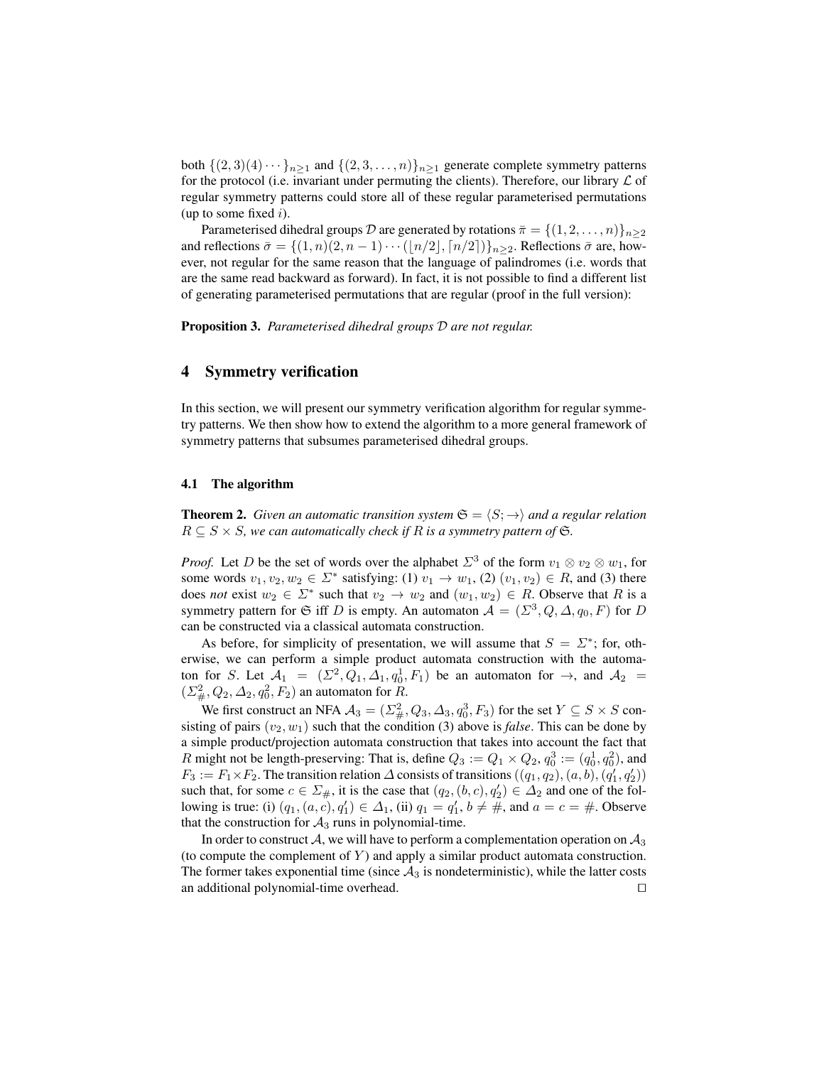both $\{(2,3)(4)\cdots\}_{n\geq 1}$ and $\{(2,3,\ldots,n)\}_{n\geq 1}$ generate complete symmetry patterns for the protocol (i.e. invariant under permuting the clients). Therefore, our library $\mathcal{L}$ of regular symmetry patterns could store all of these regular parameterised permutations (up to some fixed $i$).

Parameterised dihedral groups $\mathcal{D}$ are generated by rotations $\bar{\pi} = \{(1,2,\ldots,n)\}_{n\geq 2}$ and reflections $\bar{\sigma} = \{(1,n)(2,n-1)\cdots(\lfloor n/2 \rfloor, \lceil n/2 \rceil)\}_{n\geq 2}$. Reflections $\bar{\sigma}$ are, however, not regular for the same reason that the language of palindromes (i.e. words that are the same read backward as forward). In fact, it is not possible to find a different list of generating parameterised permutations that are regular (proof in the full version):

**Proposition 3.** *Parameterised dihedral groups $\mathcal{D}$ are not regular.*

## 4 Symmetry verification

In this section, we will present our symmetry verification algorithm for regular symmetry patterns. We then show how to extend the algorithm to a more general framework of symmetry patterns that subsumes parameterised dihedral groups.

### 4.1 The algorithm

**Theorem 2.** *Given an automatic transition system $\mathfrak{S} = \langle S; \to \rangle$ and a regular relation $R \subseteq S \times S$, we can automatically check if $R$ is a symmetry pattern of $\mathfrak{S}$.*

*Proof.* Let $D$ be the set of words over the alphabet $\Sigma^3$ of the form $v_1 \otimes v_2 \otimes w_1$, for some words $v_1, v_2, w_2 \in \Sigma^*$ satisfying: (1) $v_1 \to w_1$, (2) $(v_1, v_2) \in R$, and (3) there does *not* exist $w_2 \in \Sigma^*$ such that $v_2 \to w_2$ and $(w_1, w_2) \in R$. Observe that $R$ is a symmetry pattern for $\mathfrak{S}$ iff $D$ is empty. An automaton $\mathcal{A} = (\Sigma^3, Q, \Delta, q_0, F)$ for $D$ can be constructed via a classical automata construction.

As before, for simplicity of presentation, we will assume that $S = \Sigma^*$; for, otherwise, we can perform a simple product automata construction with the automaton for $S$. Let $\mathcal{A}_1 = (\Sigma^2, Q_1, \Delta_1, q_0^1, F_1)$ be an automaton for $\to$, and $\mathcal{A}_2 = (\Sigma_\#^2, Q_2, \Delta_2, q_0^2, F_2)$ an automaton for $R$.

We first construct an NFA $\mathcal{A}_3 = (\Sigma_\#^2, Q_3, \Delta_3, q_0^3, F_3)$ for the set $Y \subseteq S \times S$ consisting of pairs $(v_2, w_1)$ such that the condition (3) above is *false*. This can be done by a simple product/projection automata construction that takes into account the fact that $R$ might not be length-preserving: That is, define $Q_3 := Q_1 \times Q_2$, $q_0^3 := (q_0^1, q_0^2)$, and $F_3 := F_1 \times F_2$. The transition relation $\Delta$ consists of transitions $((q_1, q_2), (a, b), (q_1', q_2'))$ such that, for some $c \in \Sigma_\#$, it is the case that $(q_2, (b, c), q_2') \in \Delta_2$ and one of the following is true: (i) $(q_1, (a, c), q_1') \in \Delta_1$, (ii) $q_1 = q_1'$, $b \neq \#$, and $a = c = \#$. Observe that the construction for $\mathcal{A}_3$ runs in polynomial-time.

In order to construct $\mathcal{A}$, we will have to perform a complementation operation on $\mathcal{A}_3$ (to compute the complement of $Y$) and apply a similar product automata construction. The former takes exponential time (since $\mathcal{A}_3$ is nondeterministic), while the latter costs an additional polynomial-time overhead. $\square$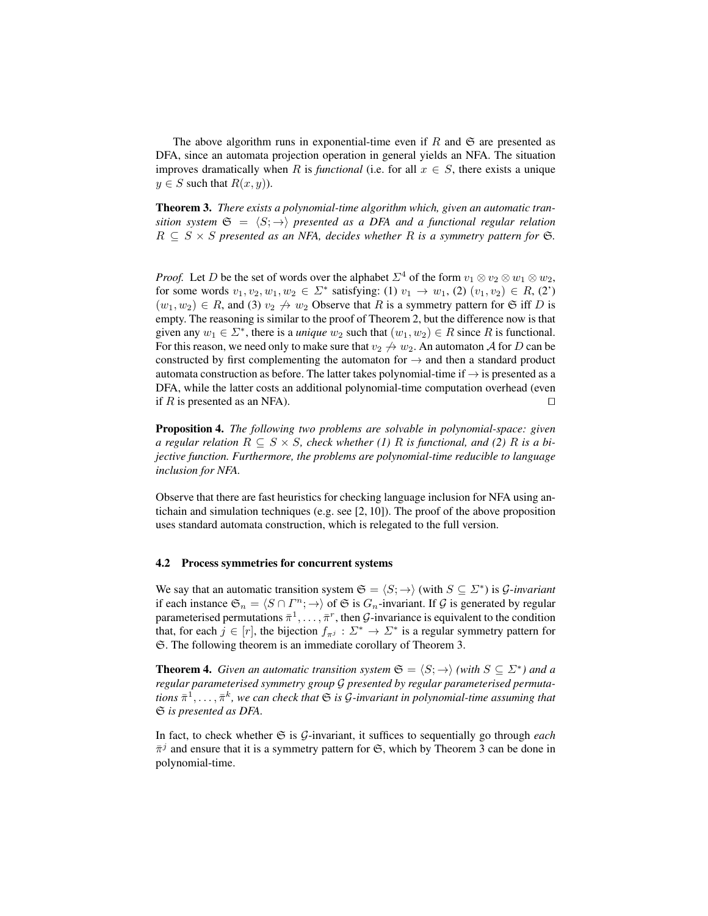The above algorithm runs in exponential-time even if $R$ and $\mathfrak{S}$ are presented as DFA, since an automata projection operation in general yields an NFA. The situation improves dramatically when $R$ is *functional* (i.e. for all $x \in S$, there exists a unique $y \in S$ such that $R(x, y)$).

**Theorem 3.** *There exists a polynomial-time algorithm which, given an automatic transition system $\mathfrak{S} = \langle S; \to \rangle$ presented as a DFA and a functional regular relation $R \subseteq S \times S$ presented as an NFA, decides whether $R$ is a symmetry pattern for $\mathfrak{S}$.*

*Proof.* Let $D$ be the set of words over the alphabet $\Sigma^4$ of the form $v_1 \otimes v_2 \otimes w_1 \otimes w_2$, for some words $v_1, v_2, w_1, w_2 \in \Sigma^*$ satisfying: (1) $v_1 \to w_1$, (2) $(v_1, v_2) \in R$, (2') $(w_1, w_2) \in R$, and (3) $v_2 \not\to w_2$ Observe that $R$ is a symmetry pattern for $\mathfrak{S}$ iff $D$ is empty. The reasoning is similar to the proof of Theorem 2, but the difference now is that given any $w_1 \in \Sigma^*$, there is a *unique* $w_2$ such that $(w_1, w_2) \in R$ since $R$ is functional. For this reason, we need only to make sure that $v_2 \not\to w_2$. An automaton $\mathcal{A}$ for $D$ can be constructed by first complementing the automaton for $\to$ and then a standard product automata construction as before. The latter takes polynomial-time if $\to$ is presented as a DFA, while the latter costs an additional polynomial-time computation overhead (even if $R$ is presented as an NFA). ☐

**Proposition 4.** *The following two problems are solvable in polynomial-space: given a regular relation $R \subseteq S \times S$, check whether (1) $R$ is functional, and (2) $R$ is a bijective function. Furthermore, the problems are polynomial-time reducible to language inclusion for NFA.*

Observe that there are fast heuristics for checking language inclusion for NFA using antichain and simulation techniques (e.g. see [2, 10]). The proof of the above proposition uses standard automata construction, which is relegated to the full version.

### 4.2 Process symmetries for concurrent systems

We say that an automatic transition system $\mathfrak{S} = \langle S; \to \rangle$ (with $S \subseteq \Sigma^*$) is $\mathcal{G}$-*invariant* if each instance $\mathfrak{S}_n = \langle S \cap \Gamma^n; \to \rangle$ of $\mathfrak{S}$ is $G_n$-invariant. If $\mathcal{G}$ is generated by regular parameterised permutations $\bar{\pi}^1, \ldots, \bar{\pi}^r$, then $\mathcal{G}$-invariance is equivalent to the condition that, for each $j \in [r]$, the bijection $f_{\pi^j} : \Sigma^* \to \Sigma^*$ is a regular symmetry pattern for $\mathfrak{S}$. The following theorem is an immediate corollary of Theorem 3.

**Theorem 4.** *Given an automatic transition system $\mathfrak{S} = \langle S; \to \rangle$ (with $S \subseteq \Sigma^*$) and a regular parameterised symmetry group $\mathcal{G}$ presented by regular parameterised permutations $\bar{\pi}^1, \ldots, \bar{\pi}^k$, we can check that $\mathfrak{S}$ is $\mathcal{G}$-invariant in polynomial-time assuming that $\mathfrak{S}$ is presented as DFA.*

In fact, to check whether $\mathfrak{S}$ is $\mathcal{G}$-invariant, it suffices to sequentially go through *each* $\bar{\pi}^j$ and ensure that it is a symmetry pattern for $\mathfrak{S}$, which by Theorem 3 can be done in polynomial-time.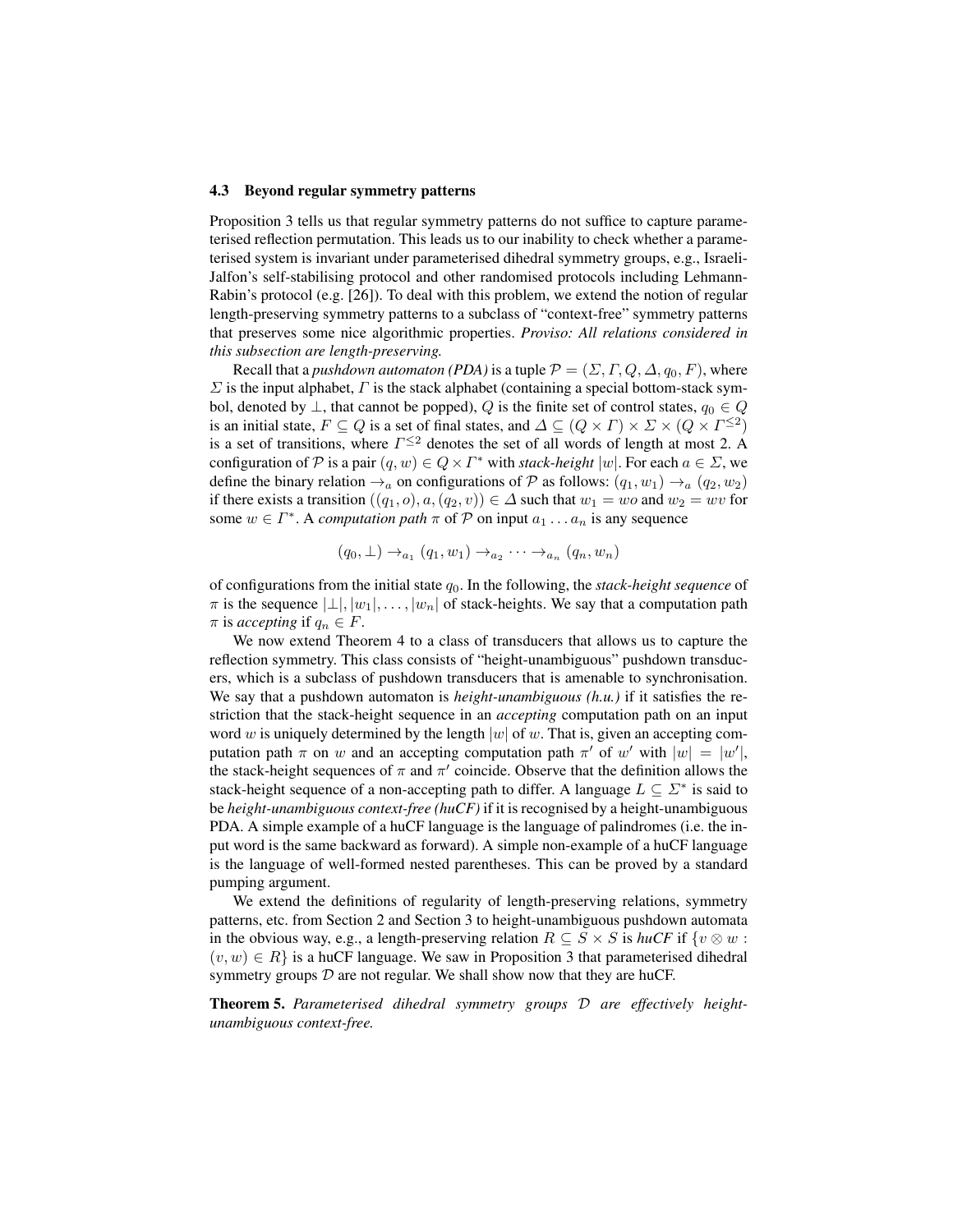### 4.3 Beyond regular symmetry patterns

Proposition 3 tells us that regular symmetry patterns do not suffice to capture parameterised reflection permutation. This leads us to our inability to check whether a parameterised system is invariant under parameterised dihedral symmetry groups, e.g., Israeli-Jalfon's self-stabilising protocol and other randomised protocols including Lehmann-Rabin's protocol (e.g. [26]). To deal with this problem, we extend the notion of regular length-preserving symmetry patterns to a subclass of "context-free" symmetry patterns that preserves some nice algorithmic properties. *Proviso: All relations considered in this subsection are length-preserving.*

Recall that a *pushdown automaton (PDA)* is a tuple $\mathcal{P} = (\Sigma, \Gamma, Q, \Delta, q_0, F)$, where $\Sigma$ is the input alphabet, $\Gamma$ is the stack alphabet (containing a special bottom-stack symbol, denoted by $\perp$, that cannot be popped), $Q$ is the finite set of control states, $q_0 \in Q$ is an initial state, $F \subseteq Q$ is a set of final states, and $\Delta \subseteq (Q \times \Gamma) \times \Sigma \times (Q \times \Gamma^{\leq 2})$ is a set of transitions, where $\Gamma^{\leq 2}$ denotes the set of all words of length at most 2. A configuration of $\mathcal{P}$ is a pair $(q, w) \in Q \times \Gamma^*$ with *stack-height* $|w|$. For each $a \in \Sigma$, we define the binary relation $\rightarrow_a$ on configurations of $\mathcal{P}$ as follows: $(q_1, w_1) \rightarrow_a (q_2, w_2)$ if there exists a transition $((q_1, o), a, (q_2, v)) \in \Delta$ such that $w_1 = wo$ and $w_2 = wv$ for some $w \in \Gamma^*$. A *computation path* $\pi$ of $\mathcal{P}$ on input $a_1 \ldots a_n$ is any sequence

$$(q_0, \perp) \rightarrow_{a_1} (q_1, w_1) \rightarrow_{a_2} \cdots \rightarrow_{a_n} (q_n, w_n)$$

of configurations from the initial state $q_0$. In the following, the *stack-height sequence* of $\pi$ is the sequence $|\perp|, |w_1|, \ldots, |w_n|$ of stack-heights. We say that a computation path $\pi$ is *accepting* if $q_n \in F$.

We now extend Theorem 4 to a class of transducers that allows us to capture the reflection symmetry. This class consists of "height-unambiguous" pushdown transducers, which is a subclass of pushdown transducers that is amenable to synchronisation. We say that a pushdown automaton is *height-unambiguous (h.u.)* if it satisfies the restriction that the stack-height sequence in an *accepting* computation path on an input word $w$ is uniquely determined by the length $|w|$ of $w$. That is, given an accepting computation path $\pi$ on $w$ and an accepting computation path $\pi'$ of $w'$ with $|w| = |w'|$, the stack-height sequences of $\pi$ and $\pi'$ coincide. Observe that the definition allows the stack-height sequence of a non-accepting path to differ. A language $L \subseteq \Sigma^*$ is said to be *height-unambiguous context-free (huCF)* if it is recognised by a height-unambiguous PDA. A simple example of a huCF language is the language of palindromes (i.e. the input word is the same backward as forward). A simple non-example of a huCF language is the language of well-formed nested parentheses. This can be proved by a standard pumping argument.

We extend the definitions of regularity of length-preserving relations, symmetry patterns, etc. from Section 2 and Section 3 to height-unambiguous pushdown automata in the obvious way, e.g., a length-preserving relation $R \subseteq S \times S$ is *huCF* if $\{v \otimes w : (v, w) \in R\}$ is a huCF language. We saw in Proposition 3 that parameterised dihedral symmetry groups $\mathcal{D}$ are not regular. We shall show now that they are huCF.

**Theorem 5.** *Parameterised dihedral symmetry groups $\mathcal{D}$ are effectively height-unambiguous context-free.*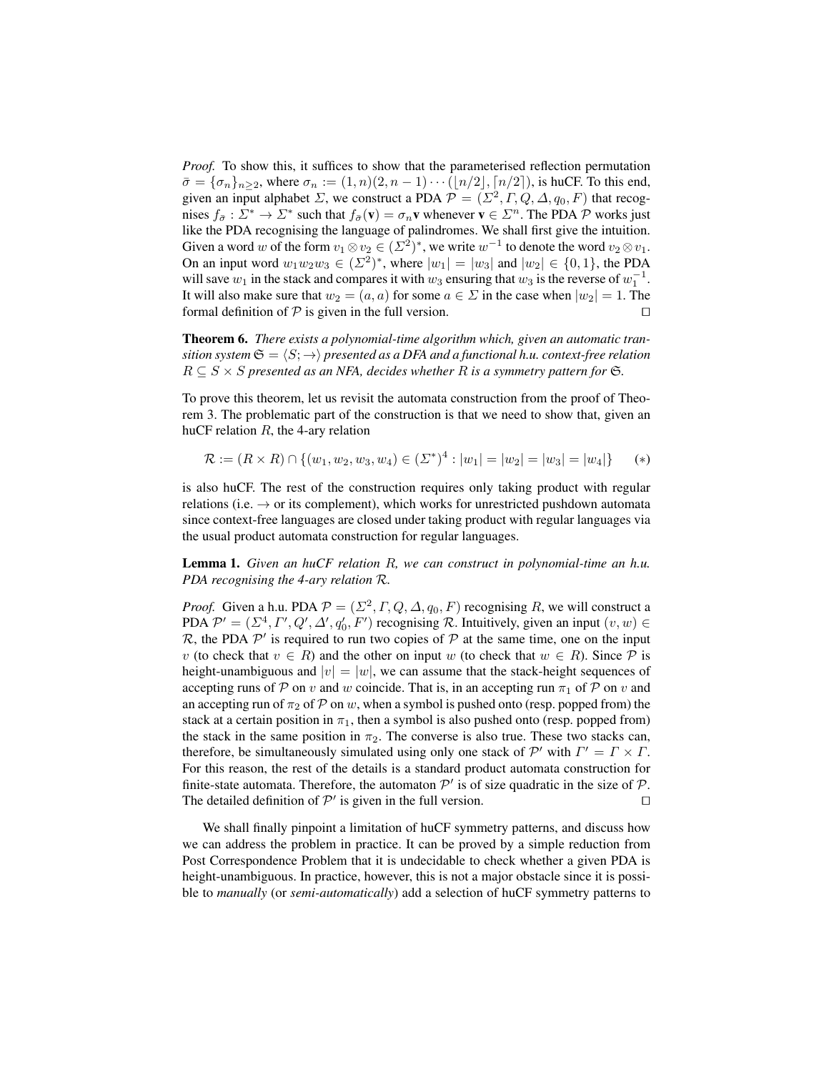*Proof.* To show this, it suffices to show that the parameterised reflection permutation $\bar{\sigma} = \{\sigma_n\}_{n \geq 2}$, where $\sigma_n := (1, n)(2, n-1) \cdots (\lfloor n/2 \rfloor, \lceil n/2 \rceil)$, is huCF. To this end, given an input alphabet $\Sigma$, we construct a PDA $\mathcal{P} = (\Sigma^2, \Gamma, Q, \Delta, q_0, F)$ that recognises $f_{\bar{\sigma}} : \Sigma^* \to \Sigma^*$ such that $f_{\bar{\sigma}}(\mathbf{v}) = \sigma_n \mathbf{v}$ whenever $\mathbf{v} \in \Sigma^n$. The PDA $\mathcal{P}$ works just like the PDA recognising the language of palindromes. We shall first give the intuition. Given a word $w$ of the form $v_1 \otimes v_2 \in (\Sigma^2)^*$, we write $w^{-1}$ to denote the word $v_2 \otimes v_1$. On an input word $w_1 w_2 w_3 \in (\Sigma^2)^*$, where $|w_1| = |w_3|$ and $|w_2| \in \{0, 1\}$, the PDA will save $w_1$ in the stack and compares it with $w_3$ ensuring that $w_3$ is the reverse of $w_1^{-1}$. It will also make sure that $w_2 = (a, a)$ for some $a \in \Sigma$ in the case when $|w_2| = 1$. The formal definition of $\mathcal{P}$ is given in the full version. $\square$

**Theorem 6.** *There exists a polynomial-time algorithm which, given an automatic transition system $\mathfrak{S} = \langle S; \to \rangle$ presented as a DFA and a functional h.u. context-free relation $R \subseteq S \times S$ presented as an NFA, decides whether $R$ is a symmetry pattern for $\mathfrak{S}$.*

To prove this theorem, let us revisit the automata construction from the proof of Theorem 3. The problematic part of the construction is that we need to show that, given an huCF relation $R$, the 4-ary relation

$$\mathcal{R} := (R \times R) \cap \{(w_1, w_2, w_3, w_4) \in (\Sigma^*)^4 : |w_1| = |w_2| = |w_3| = |w_4|\} \qquad (*)$$

is also huCF. The rest of the construction requires only taking product with regular relations (i.e. $\to$ or its complement), which works for unrestricted pushdown automata since context-free languages are closed under taking product with regular languages via the usual product automata construction for regular languages.

**Lemma 1.** *Given an huCF relation $R$, we can construct in polynomial-time an h.u. PDA recognising the 4-ary relation $\mathcal{R}$.*

*Proof.* Given a h.u. PDA $\mathcal{P} = (\Sigma^2, \Gamma, Q, \Delta, q_0, F)$ recognising $R$, we will construct a PDA $\mathcal{P}' = (\Sigma^4, \Gamma', Q', \Delta', q_0', F')$ recognising $\mathcal{R}$. Intuitively, given an input $(v, w) \in \mathcal{R}$, the PDA $\mathcal{P}'$ is required to run two copies of $\mathcal{P}$ at the same time, one on the input $v$ (to check that $v \in R$) and the other on input $w$ (to check that $w \in R$). Since $\mathcal{P}$ is height-unambiguous and $|v| = |w|$, we can assume that the stack-height sequences of accepting runs of $\mathcal{P}$ on $v$ and $w$ coincide. That is, in an accepting run $\pi_1$ of $\mathcal{P}$ on $v$ and an accepting run of $\pi_2$ of $\mathcal{P}$ on $w$, when a symbol is pushed onto (resp. popped from) the stack at a certain position in $\pi_1$, then a symbol is also pushed onto (resp. popped from) the stack in the same position in $\pi_2$. The converse is also true. These two stacks can, therefore, be simultaneously simulated using only one stack of $\mathcal{P}'$ with $\Gamma' = \Gamma \times \Gamma$. For this reason, the rest of the details is a standard product automata construction for finite-state automata. Therefore, the automaton $\mathcal{P}'$ is of size quadratic in the size of $\mathcal{P}$. The detailed definition of $\mathcal{P}'$ is given in the full version. $\square$

We shall finally pinpoint a limitation of huCF symmetry patterns, and discuss how we can address the problem in practice. It can be proved by a simple reduction from Post Correspondence Problem that it is undecidable to check whether a given PDA is height-unambiguous. In practice, however, this is not a major obstacle since it is possible to *manually* (or *semi-automatically*) add a selection of huCF symmetry patterns to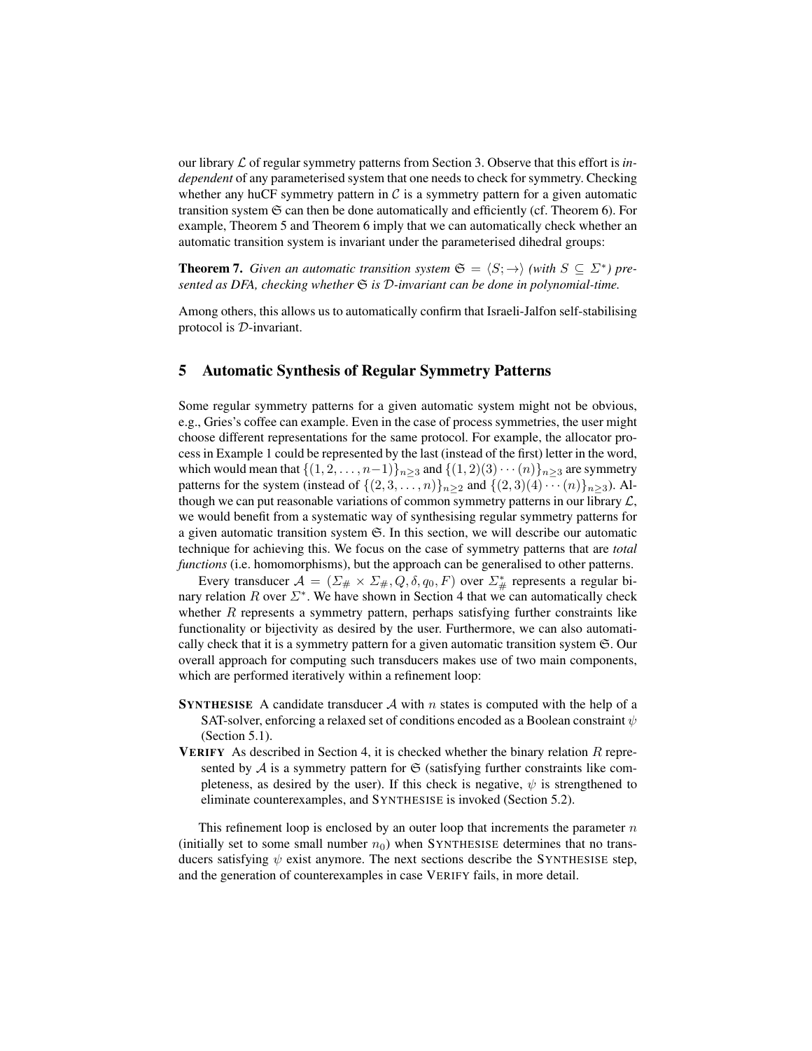our library $\mathcal{L}$ of regular symmetry patterns from Section 3. Observe that this effort is *independent* of any parameterised system that one needs to check for symmetry. Checking whether any huCF symmetry pattern in $\mathcal{C}$ is a symmetry pattern for a given automatic transition system $\mathfrak{S}$ can then be done automatically and efficiently (cf. Theorem 6). For example, Theorem 5 and Theorem 6 imply that we can automatically check whether an automatic transition system is invariant under the parameterised dihedral groups:

**Theorem 7.** *Given an automatic transition system $\mathfrak{S} = \langle S; \rightarrow \rangle$ (with $S \subseteq \Sigma^*$) presented as DFA, checking whether $\mathfrak{S}$ is $\mathcal{D}$-invariant can be done in polynomial-time.*

Among others, this allows us to automatically confirm that Israeli-Jalfon self-stabilising protocol is $\mathcal{D}$-invariant.

## 5 Automatic Synthesis of Regular Symmetry Patterns

Some regular symmetry patterns for a given automatic system might not be obvious, e.g., Gries's coffee can example. Even in the case of process symmetries, the user might choose different representations for the same protocol. For example, the allocator process in Example 1 could be represented by the last (instead of the first) letter in the word, which would mean that $\{(1, 2, \ldots, n-1)\}_{n \geq 3}$ and $\{(1, 2)(3) \cdots (n)\}_{n \geq 3}$ are symmetry patterns for the system (instead of $\{(2, 3, \ldots, n)\}_{n \geq 2}$ and $\{(2, 3)(4) \cdots (n)\}_{n \geq 3}$). Although we can put reasonable variations of common symmetry patterns in our library $\mathcal{L}$, we would benefit from a systematic way of synthesising regular symmetry patterns for a given automatic transition system $\mathfrak{S}$. In this section, we will describe our automatic technique for achieving this. We focus on the case of symmetry patterns that are *total functions* (i.e. homomorphisms), but the approach can be generalised to other patterns.

Every transducer $\mathcal{A} = (\Sigma_\# \times \Sigma_\#, Q, \delta, q_0, F)$ over $\Sigma_\#^*$ represents a regular binary relation $R$ over $\Sigma^*$. We have shown in Section 4 that we can automatically check whether $R$ represents a symmetry pattern, perhaps satisfying further constraints like functionality or bijectivity as desired by the user. Furthermore, we can also automatically check that it is a symmetry pattern for a given automatic transition system $\mathfrak{S}$. Our overall approach for computing such transducers makes use of two main components, which are performed iteratively within a refinement loop:

- **SYNTHESISE** A candidate transducer $\mathcal{A}$ with $n$ states is computed with the help of a SAT-solver, enforcing a relaxed set of conditions encoded as a Boolean constraint $\psi$ (Section 5.1).
- **VERIFY** As described in Section 4, it is checked whether the binary relation $R$ represented by $\mathcal{A}$ is a symmetry pattern for $\mathfrak{S}$ (satisfying further constraints like completeness, as desired by the user). If this check is negative, $\psi$ is strengthened to eliminate counterexamples, and SYNTHESISE is invoked (Section 5.2).

This refinement loop is enclosed by an outer loop that increments the parameter $n$ (initially set to some small number $n_0$) when SYNTHESISE determines that no transducers satisfying $\psi$ exist anymore. The next sections describe the SYNTHESISE step, and the generation of counterexamples in case VERIFY fails, in more detail.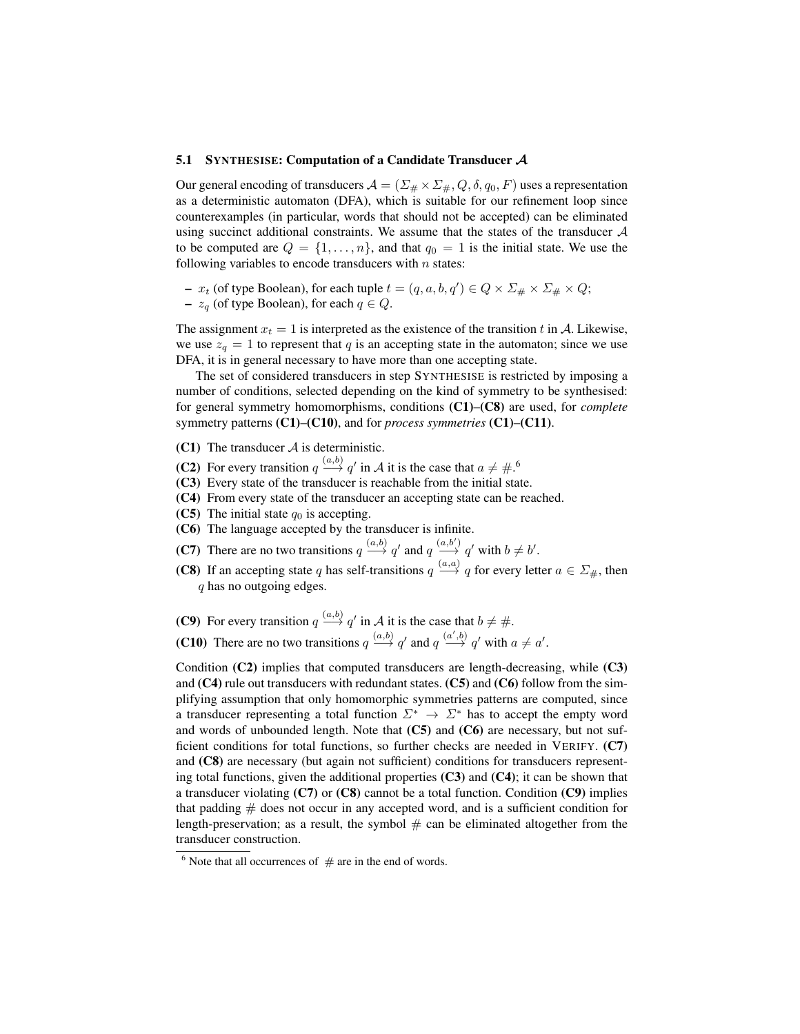### 5.1 SYNTHESISE: Computation of a Candidate Transducer $\mathcal{A}$

Our general encoding of transducers $\mathcal{A} = (\Sigma_\# \times \Sigma_\#, Q, \delta, q_0, F)$ uses a representation as a deterministic automaton (DFA), which is suitable for our refinement loop since counterexamples (in particular, words that should not be accepted) can be eliminated using succinct additional constraints. We assume that the states of the transducer $\mathcal{A}$ to be computed are $Q = \{1, \ldots, n\}$, and that $q_0 = 1$ is the initial state. We use the following variables to encode transducers with $n$ states:

- $x_t$ (of type Boolean), for each tuple $t = (q, a, b, q') \in Q \times \Sigma_\# \times \Sigma_\# \times Q$;
- $z_q$ (of type Boolean), for each $q \in Q$.

The assignment $x_t = 1$ is interpreted as the existence of the transition $t$ in $\mathcal{A}$. Likewise, we use $z_q = 1$ to represent that $q$ is an accepting state in the automaton; since we use DFA, it is in general necessary to have more than one accepting state.

The set of considered transducers in step SYNTHESISE is restricted by imposing a number of conditions, selected depending on the kind of symmetry to be synthesised: for general symmetry homomorphisms, conditions **(C1)**–**(C8)** are used, for *complete* symmetry patterns **(C1)**–**(C10)**, and for *process symmetries* **(C1)**–**(C11)**.

**(C1)** The transducer $\mathcal{A}$ is deterministic.

**(C2)** For every transition $q \stackrel{(a,b)}{\longrightarrow} q'$ in $\mathcal{A}$ it is the case that $a \neq \#$.[6]

**(C3)** Every state of the transducer is reachable from the initial state.

**(C4)** From every state of the transducer an accepting state can be reached.

**(C5)** The initial state $q_0$ is accepting.

**(C6)** The language accepted by the transducer is infinite.

**(C7)** There are no two transitions $q \stackrel{(a,b)}{\longrightarrow} q'$ and $q \stackrel{(a,b')}{\longrightarrow} q'$ with $b \neq b'$.

**(C8)** If an accepting state $q$ has self-transitions $q \stackrel{(a,a)}{\longrightarrow} q$ for every letter $a \in \Sigma_\#$, then $q$ has no outgoing edges.

**(C9)** For every transition $q \stackrel{(a,b)}{\longrightarrow} q'$ in $\mathcal{A}$ it is the case that $b \neq \#$.

**(C10)** There are no two transitions $q \stackrel{(a,b)}{\longrightarrow} q'$ and $q \stackrel{(a',b)}{\longrightarrow} q'$ with $a \neq a'$.

Condition **(C2)** implies that computed transducers are length-decreasing, while **(C3)** and **(C4)** rule out transducers with redundant states. **(C5)** and **(C6)** follow from the simplifying assumption that only homomorphic symmetries patterns are computed, since a transducer representing a total function $\Sigma^* \to \Sigma^*$ has to accept the empty word and words of unbounded length. Note that **(C5)** and **(C6)** are necessary, but not sufficient conditions for total functions, so further checks are needed in VERIFY. **(C7)** and **(C8)** are necessary (but again not sufficient) conditions for transducers representing total functions, given the additional properties **(C3)** and **(C4)**; it can be shown that a transducer violating **(C7)** or **(C8)** cannot be a total function. Condition **(C9)** implies that padding # does not occur in any accepted word, and is a sufficient condition for length-preservation; as a result, the symbol # can be eliminated altogether from the transducer construction.

[6] Note that all occurrences of # are in the end of words.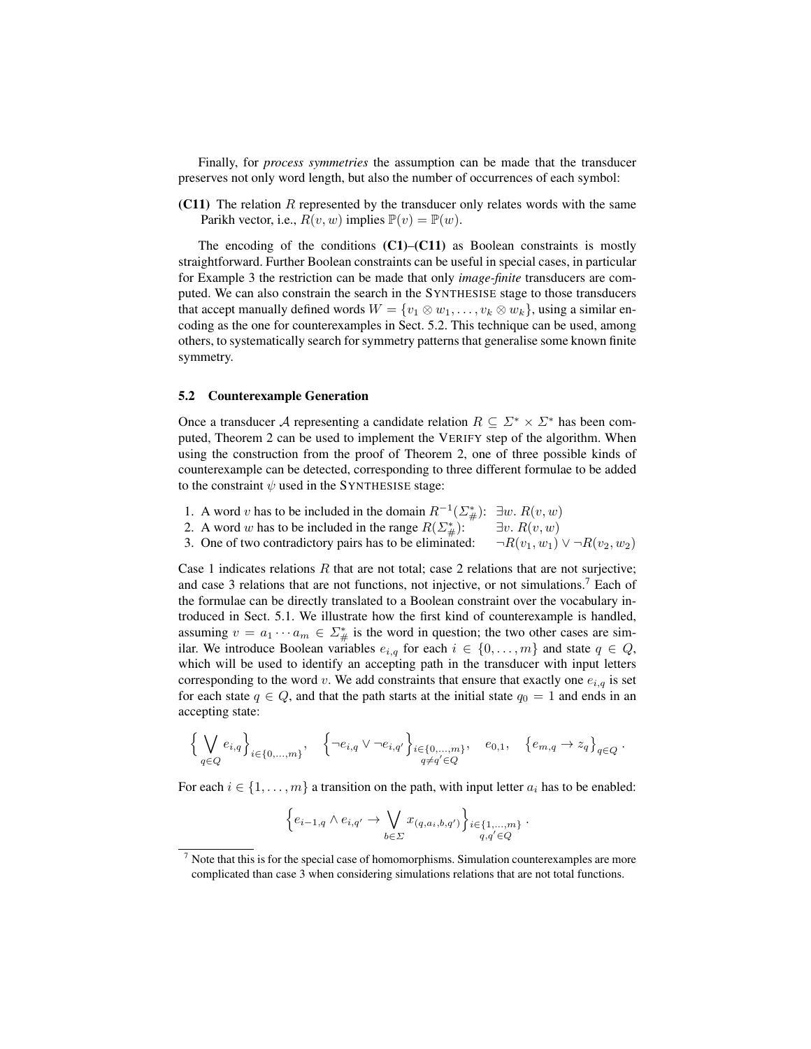Finally, for *process symmetries* the assumption can be made that the transducer preserves not only word length, but also the number of occurrences of each symbol:

**(C11)** The relation $R$ represented by the transducer only relates words with the same Parikh vector, i.e., $R(v, w)$ implies $\mathbb{P}(v) = \mathbb{P}(w)$.

The encoding of the conditions **(C1)**–**(C11)** as Boolean constraints is mostly straightforward. Further Boolean constraints can be useful in special cases, in particular for Example 3 the restriction can be made that only *image-finite* transducers are computed. We can also constrain the search in the SYNTHESISE stage to those transducers that accept manually defined words $W = \{v_1 \otimes w_1, \ldots, v_k \otimes w_k\}$, using a similar encoding as the one for counterexamples in Sect. 5.2. This technique can be used, among others, to systematically search for symmetry patterns that generalise some known finite symmetry.

### 5.2 Counterexample Generation

Once a transducer $\mathcal{A}$ representing a candidate relation $R \subseteq \Sigma^* \times \Sigma^*$ has been computed, Theorem 2 can be used to implement the VERIFY step of the algorithm. When using the construction from the proof of Theorem 2, one of three possible kinds of counterexample can be detected, corresponding to three different formulae to be added to the constraint $\psi$ used in the SYNTHESISE stage:

1. A word $v$ has to be included in the domain $R^{-1}(\Sigma_\#^*)$: $\exists w.\ R(v, w)$
2. A word $w$ has to be included in the range $R(\Sigma_\#^*)$: $\exists v.\ R(v, w)$
3. One of two contradictory pairs has to be eliminated: $\neg R(v_1, w_1) \vee \neg R(v_2, w_2)$

Case 1 indicates relations $R$ that are not total; case 2 relations that are not surjective; and case 3 relations that are not functions, not injective, or not simulations.[7] Each of the formulae can be directly translated to a Boolean constraint over the vocabulary introduced in Sect. 5.1. We illustrate how the first kind of counterexample is handled, assuming $v = a_1 \cdots a_m \in \Sigma_\#^*$ is the word in question; the two other cases are similar. We introduce Boolean variables $e_{i,q}$ for each $i \in \{0, \ldots, m\}$ and state $q \in Q$, which will be used to identify an accepting path in the transducer with input letters corresponding to the word $v$. We add constraints that ensure that exactly one $e_{i,q}$ is set for each state $q \in Q$, and that the path starts at the initial state $q_0 = 1$ and ends in an accepting state:

$$\Big\{ \bigvee_{q \in Q} e_{i,q} \Big\}_{i \in \{0,\ldots,m\}}, \quad \Big\{ \neg e_{i,q} \vee \neg e_{i,q'} \Big\}_{\substack{i \in \{0,\ldots,m\} \\ q \neq q' \in Q}}, \quad e_{0,1}, \quad \Big\{ e_{m,q} \to z_q \Big\}_{q \in Q} .$$

For each $i \in \{1, \ldots, m\}$ a transition on the path, with input letter $a_i$ has to be enabled:

$$\Big\{ e_{i-1,q} \wedge e_{i,q'} \to \bigvee_{b \in \Sigma} x_{(q, a_i, b, q')} \Big\}_{\substack{i \in \{1,\ldots,m\} \\ q, q' \in Q}} .$$

[7] Note that this is for the special case of homomorphisms. Simulation counterexamples are more complicated than case 3 when considering simulations relations that are not total functions.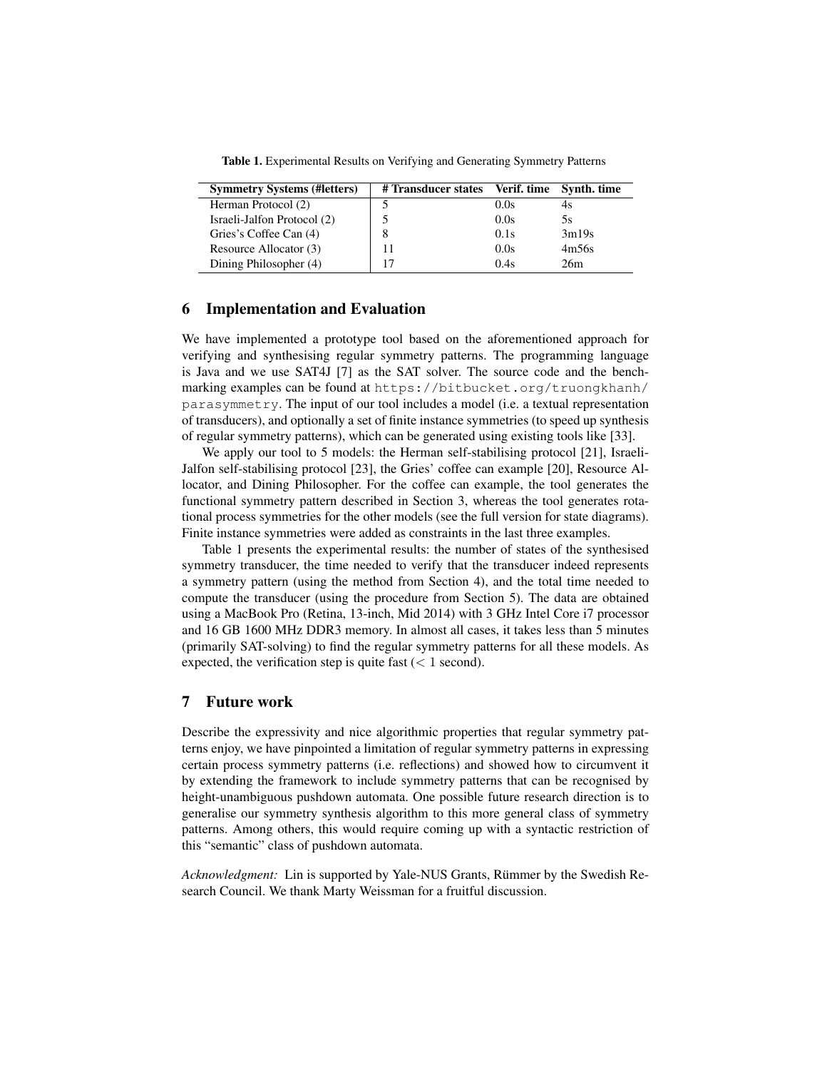**Table 1.** Experimental Results on Verifying and Generating Symmetry Patterns

| Symmetry Systems (#letters) | # Transducer states | Verif. time | Synth. time |
|---|---|---|---|
| Herman Protocol (2) | 5 | 0.0s | 4s |
| Israeli-Jalfon Protocol (2) | 5 | 0.0s | 5s |
| Gries's Coffee Can (4) | 8 | 0.1s | 3m19s |
| Resource Allocator (3) | 11 | 0.0s | 4m56s |
| Dining Philosopher (4) | 17 | 0.4s | 26m |

## 6 Implementation and Evaluation

We have implemented a prototype tool based on the aforementioned approach for verifying and synthesising regular symmetry patterns. The programming language is Java and we use SAT4J [7] as the SAT solver. The source code and the benchmarking examples can be found at `https://bitbucket.org/truongkhanh/parasymmetry`. The input of our tool includes a model (i.e. a textual representation of transducers), and optionally a set of finite instance symmetries (to speed up synthesis of regular symmetry patterns), which can be generated using existing tools like [33].

We apply our tool to 5 models: the Herman self-stabilising protocol [21], Israeli-Jalfon self-stabilising protocol [23], the Gries' coffee can example [20], Resource Allocator, and Dining Philosopher. For the coffee can example, the tool generates the functional symmetry pattern described in Section 3, whereas the tool generates rotational process symmetries for the other models (see the full version for state diagrams). Finite instance symmetries were added as constraints in the last three examples.

Table 1 presents the experimental results: the number of states of the synthesised symmetry transducer, the time needed to verify that the transducer indeed represents a symmetry pattern (using the method from Section 4), and the total time needed to compute the transducer (using the procedure from Section 5). The data are obtained using a MacBook Pro (Retina, 13-inch, Mid 2014) with 3 GHz Intel Core i7 processor and 16 GB 1600 MHz DDR3 memory. In almost all cases, it takes less than 5 minutes (primarily SAT-solving) to find the regular symmetry patterns for all these models. As expected, the verification step is quite fast ($< 1$ second).

## 7 Future work

Describe the expressivity and nice algorithmic properties that regular symmetry patterns enjoy, we have pinpointed a limitation of regular symmetry patterns in expressing certain process symmetry patterns (i.e. reflections) and showed how to circumvent it by extending the framework to include symmetry patterns that can be recognised by height-unambiguous pushdown automata. One possible future research direction is to generalise our symmetry synthesis algorithm to this more general class of symmetry patterns. Among others, this would require coming up with a syntactic restriction of this "semantic" class of pushdown automata.

*Acknowledgment:* Lin is supported by Yale-NUS Grants, Rümmer by the Swedish Research Council. We thank Marty Weissman for a fruitful discussion.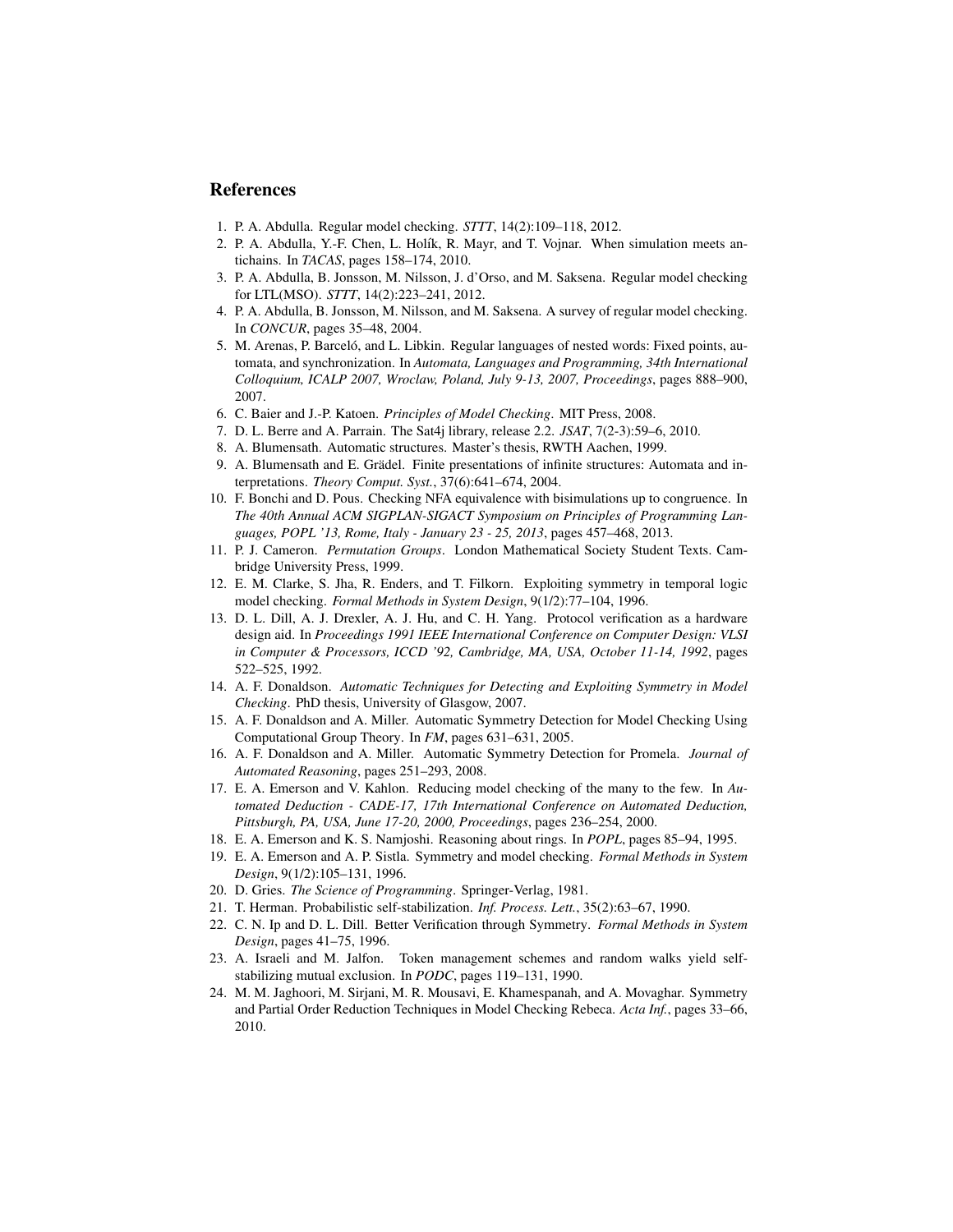## References

1. P. A. Abdulla. Regular model checking. *STTT*, 14(2):109–118, 2012.
2. P. A. Abdulla, Y.-F. Chen, L. Holík, R. Mayr, and T. Vojnar. When simulation meets antichains. In *TACAS*, pages 158–174, 2010.
3. P. A. Abdulla, B. Jonsson, M. Nilsson, J. d'Orso, and M. Saksena. Regular model checking for LTL(MSO). *STTT*, 14(2):223–241, 2012.
4. P. A. Abdulla, B. Jonsson, M. Nilsson, and M. Saksena. A survey of regular model checking. In *CONCUR*, pages 35–48, 2004.
5. M. Arenas, P. Barceló, and L. Libkin. Regular languages of nested words: Fixed points, automata, and synchronization. In *Automata, Languages and Programming, 34th International Colloquium, ICALP 2007, Wroclaw, Poland, July 9-13, 2007, Proceedings*, pages 888–900, 2007.
6. C. Baier and J.-P. Katoen. *Principles of Model Checking*. MIT Press, 2008.
7. D. L. Berre and A. Parrain. The Sat4j library, release 2.2. *JSAT*, 7(2-3):59–6, 2010.
8. A. Blumensath. Automatic structures. Master's thesis, RWTH Aachen, 1999.
9. A. Blumensath and E. Grädel. Finite presentations of infinite structures: Automata and interpretations. *Theory Comput. Syst.*, 37(6):641–674, 2004.
10. F. Bonchi and D. Pous. Checking NFA equivalence with bisimulations up to congruence. In *The 40th Annual ACM SIGPLAN-SIGACT Symposium on Principles of Programming Languages, POPL '13, Rome, Italy - January 23 - 25, 2013*, pages 457–468, 2013.
11. P. J. Cameron. *Permutation Groups*. London Mathematical Society Student Texts. Cambridge University Press, 1999.
12. E. M. Clarke, S. Jha, R. Enders, and T. Filkorn. Exploiting symmetry in temporal logic model checking. *Formal Methods in System Design*, 9(1/2):77–104, 1996.
13. D. L. Dill, A. J. Drexler, A. J. Hu, and C. H. Yang. Protocol verification as a hardware design aid. In *Proceedings 1991 IEEE International Conference on Computer Design: VLSI in Computer & Processors, ICCD '92, Cambridge, MA, USA, October 11-14, 1992*, pages 522–525, 1992.
14. A. F. Donaldson. *Automatic Techniques for Detecting and Exploiting Symmetry in Model Checking*. PhD thesis, University of Glasgow, 2007.
15. A. F. Donaldson and A. Miller. Automatic Symmetry Detection for Model Checking Using Computational Group Theory. In *FM*, pages 631–631, 2005.
16. A. F. Donaldson and A. Miller. Automatic Symmetry Detection for Promela. *Journal of Automated Reasoning*, pages 251–293, 2008.
17. E. A. Emerson and V. Kahlon. Reducing model checking of the many to the few. In *Automated Deduction - CADE-17, 17th International Conference on Automated Deduction, Pittsburgh, PA, USA, June 17-20, 2000, Proceedings*, pages 236–254, 2000.
18. E. A. Emerson and K. S. Namjoshi. Reasoning about rings. In *POPL*, pages 85–94, 1995.
19. E. A. Emerson and A. P. Sistla. Symmetry and model checking. *Formal Methods in System Design*, 9(1/2):105–131, 1996.
20. D. Gries. *The Science of Programming*. Springer-Verlag, 1981.
21. T. Herman. Probabilistic self-stabilization. *Inf. Process. Lett.*, 35(2):63–67, 1990.
22. C. N. Ip and D. L. Dill. Better Verification through Symmetry. *Formal Methods in System Design*, pages 41–75, 1996.
23. A. Israeli and M. Jalfon. Token management schemes and random walks yield self-stabilizing mutual exclusion. In *PODC*, pages 119–131, 1990.
24. M. M. Jaghoori, M. Sirjani, M. R. Mousavi, E. Khamespanah, and A. Movaghar. Symmetry and Partial Order Reduction Techniques in Model Checking Rebeca. *Acta Inf.*, pages 33–66, 2010.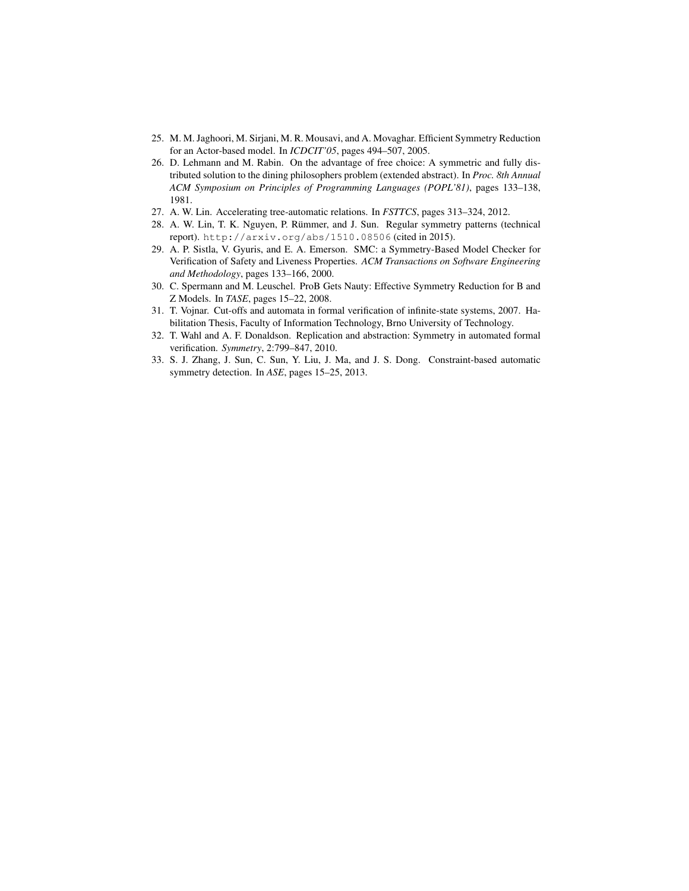25. M. M. Jaghoori, M. Sirjani, M. R. Mousavi, and A. Movaghar. Efficient Symmetry Reduction for an Actor-based model. In *ICDCIT'05*, pages 494–507, 2005.
26. D. Lehmann and M. Rabin. On the advantage of free choice: A symmetric and fully distributed solution to the dining philosophers problem (extended abstract). In *Proc. 8th Annual ACM Symposium on Principles of Programming Languages (POPL'81)*, pages 133–138, 1981.
27. A. W. Lin. Accelerating tree-automatic relations. In *FSTTCS*, pages 313–324, 2012.
28. A. W. Lin, T. K. Nguyen, P. Rümmer, and J. Sun. Regular symmetry patterns (technical report). `http://arxiv.org/abs/1510.08506` (cited in 2015).
29. A. P. Sistla, V. Gyuris, and E. A. Emerson. SMC: a Symmetry-Based Model Checker for Verification of Safety and Liveness Properties. *ACM Transactions on Software Engineering and Methodology*, pages 133–166, 2000.
30. C. Spermann and M. Leuschel. ProB Gets Nauty: Effective Symmetry Reduction for B and Z Models. In *TASE*, pages 15–22, 2008.
31. T. Vojnar. Cut-offs and automata in formal verification of infinite-state systems, 2007. Habilitation Thesis, Faculty of Information Technology, Brno University of Technology.
32. T. Wahl and A. F. Donaldson. Replication and abstraction: Symmetry in automated formal verification. *Symmetry*, 2:799–847, 2010.
33. S. J. Zhang, J. Sun, C. Sun, Y. Liu, J. Ma, and J. S. Dong. Constraint-based automatic symmetry detection. In *ASE*, pages 15–25, 2013.